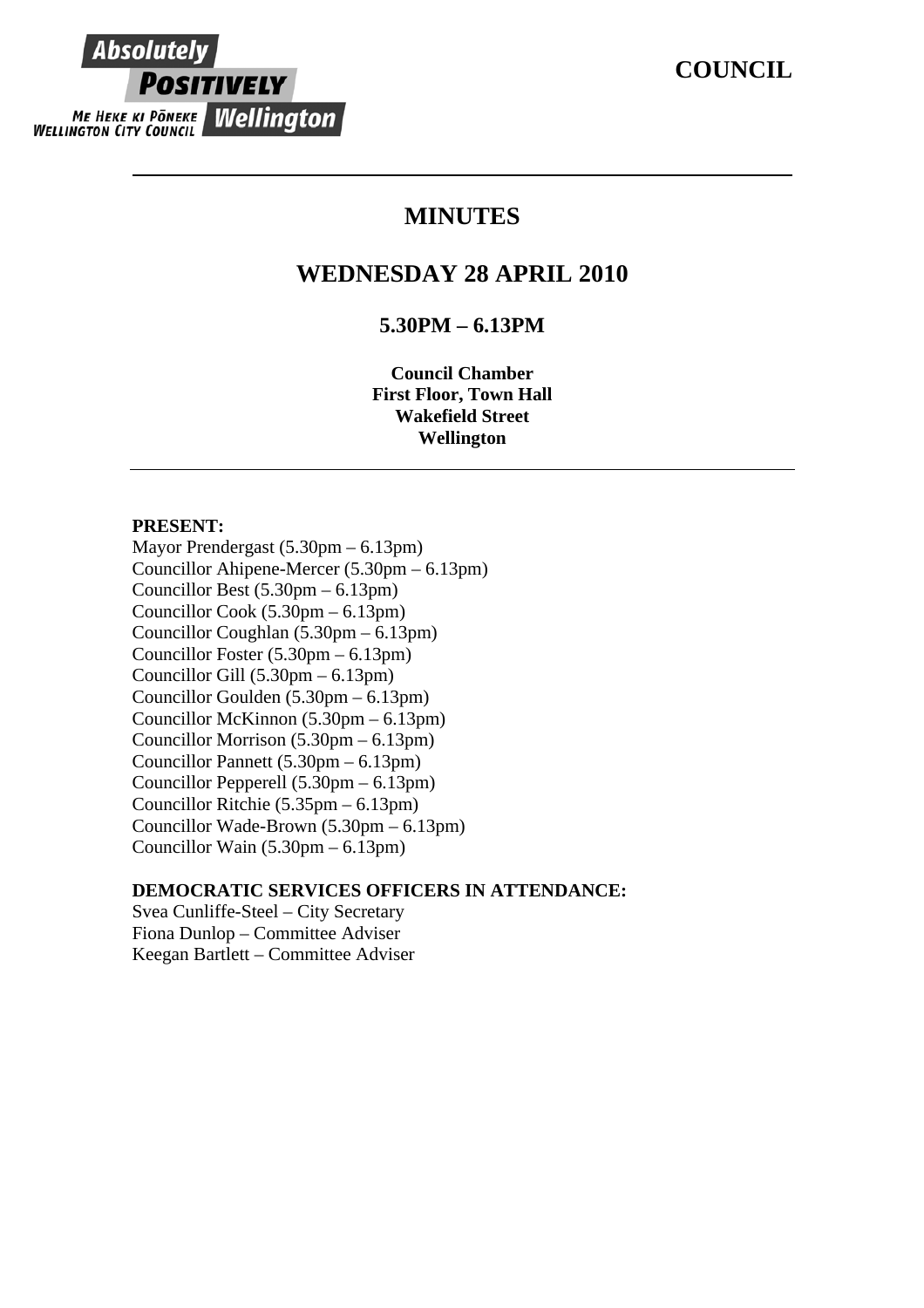**Absolutely POSITIVELY Wellington**
ME HEKE KI PŌNEKE
WELLINGTON CITY COUNCIL

# COUNCIL

---

# MINUTES

## WEDNESDAY 28 APRIL 2010

### 5.30PM – 6.13PM

**Council Chamber**
**First Floor, Town Hall**
**Wakefield Street**
**Wellington**

---

**PRESENT:**
Mayor Prendergast (5.30pm – 6.13pm)
Councillor Ahipene-Mercer (5.30pm – 6.13pm)
Councillor Best (5.30pm – 6.13pm)
Councillor Cook (5.30pm – 6.13pm)
Councillor Coughlan (5.30pm – 6.13pm)
Councillor Foster (5.30pm – 6.13pm)
Councillor Gill (5.30pm – 6.13pm)
Councillor Goulden (5.30pm – 6.13pm)
Councillor McKinnon (5.30pm – 6.13pm)
Councillor Morrison (5.30pm – 6.13pm)
Councillor Pannett (5.30pm – 6.13pm)
Councillor Pepperell (5.30pm – 6.13pm)
Councillor Ritchie (5.35pm – 6.13pm)
Councillor Wade-Brown (5.30pm – 6.13pm)
Councillor Wain (5.30pm – 6.13pm)

**DEMOCRATIC SERVICES OFFICERS IN ATTENDANCE:**
Svea Cunliffe-Steel – City Secretary
Fiona Dunlop – Committee Adviser
Keegan Bartlett – Committee Adviser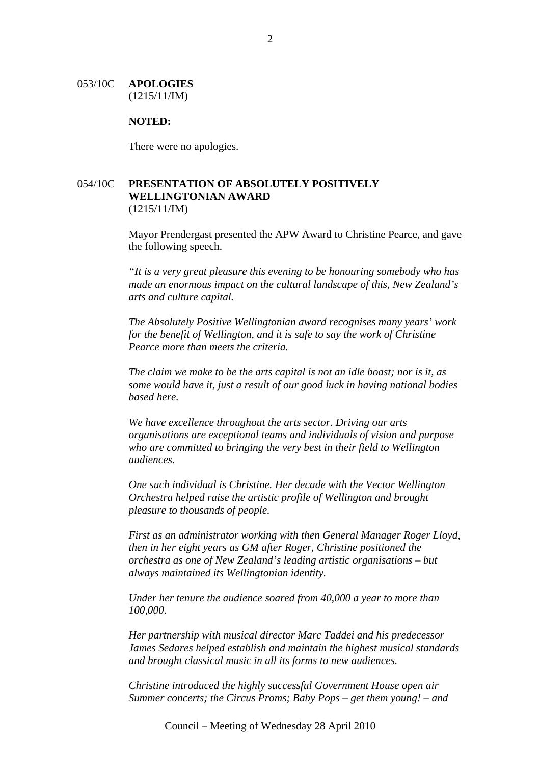053/10C **APOLOGIES**
(1215/11/IM)

**NOTED:**

There were no apologies.

054/10C **PRESENTATION OF ABSOLUTELY POSITIVELY WELLINGTONIAN AWARD**
(1215/11/IM)

Mayor Prendergast presented the APW Award to Christine Pearce, and gave the following speech.

*"It is a very great pleasure this evening to be honouring somebody who has made an enormous impact on the cultural landscape of this, New Zealand's arts and culture capital.*

*The Absolutely Positive Wellingtonian award recognises many years' work for the benefit of Wellington, and it is safe to say the work of Christine Pearce more than meets the criteria.*

*The claim we make to be the arts capital is not an idle boast; nor is it, as some would have it, just a result of our good luck in having national bodies based here.*

*We have excellence throughout the arts sector. Driving our arts organisations are exceptional teams and individuals of vision and purpose who are committed to bringing the very best in their field to Wellington audiences.*

*One such individual is Christine. Her decade with the Vector Wellington Orchestra helped raise the artistic profile of Wellington and brought pleasure to thousands of people.*

*First as an administrator working with then General Manager Roger Lloyd, then in her eight years as GM after Roger, Christine positioned the orchestra as one of New Zealand's leading artistic organisations – but always maintained its Wellingtonian identity.*

*Under her tenure the audience soared from 40,000 a year to more than 100,000.*

*Her partnership with musical director Marc Taddei and his predecessor James Sedares helped establish and maintain the highest musical standards and brought classical music in all its forms to new audiences.*

*Christine introduced the highly successful Government House open air Summer concerts; the Circus Proms; Baby Pops – get them young! – and*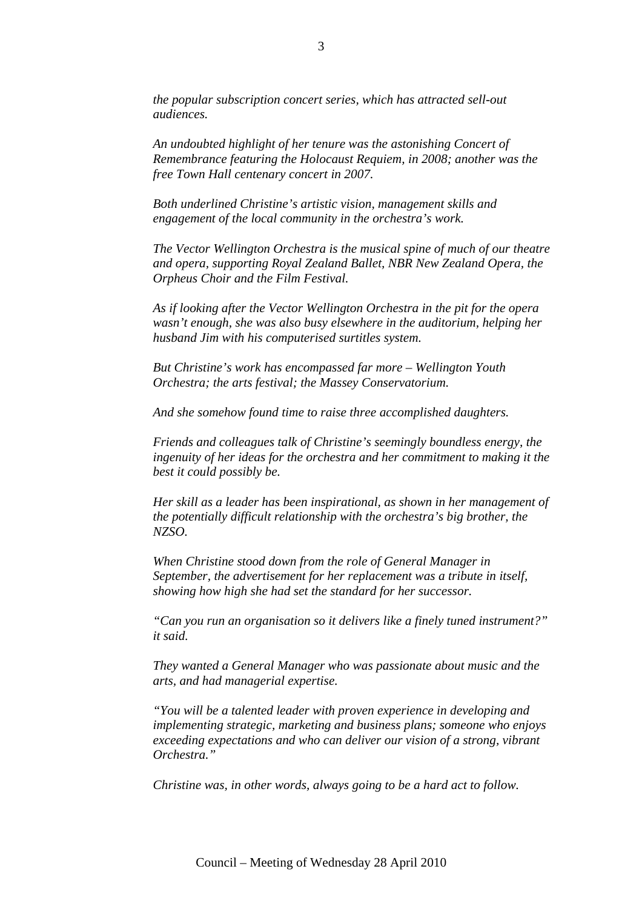*the popular subscription concert series, which has attracted sell-out audiences.*

*An undoubted highlight of her tenure was the astonishing Concert of Remembrance featuring the Holocaust Requiem, in 2008; another was the free Town Hall centenary concert in 2007.*

*Both underlined Christine's artistic vision, management skills and engagement of the local community in the orchestra's work.*

*The Vector Wellington Orchestra is the musical spine of much of our theatre and opera, supporting Royal Zealand Ballet, NBR New Zealand Opera, the Orpheus Choir and the Film Festival.*

*As if looking after the Vector Wellington Orchestra in the pit for the opera wasn't enough, she was also busy elsewhere in the auditorium, helping her husband Jim with his computerised surtitles system.*

*But Christine's work has encompassed far more – Wellington Youth Orchestra; the arts festival; the Massey Conservatorium.*

*And she somehow found time to raise three accomplished daughters.*

*Friends and colleagues talk of Christine's seemingly boundless energy, the ingenuity of her ideas for the orchestra and her commitment to making it the best it could possibly be.*

*Her skill as a leader has been inspirational, as shown in her management of the potentially difficult relationship with the orchestra's big brother, the NZSO.*

*When Christine stood down from the role of General Manager in September, the advertisement for her replacement was a tribute in itself, showing how high she had set the standard for her successor.*

*"Can you run an organisation so it delivers like a finely tuned instrument?" it said.*

*They wanted a General Manager who was passionate about music and the arts, and had managerial expertise.*

*"You will be a talented leader with proven experience in developing and implementing strategic, marketing and business plans; someone who enjoys exceeding expectations and who can deliver our vision of a strong, vibrant Orchestra."*

*Christine was, in other words, always going to be a hard act to follow.*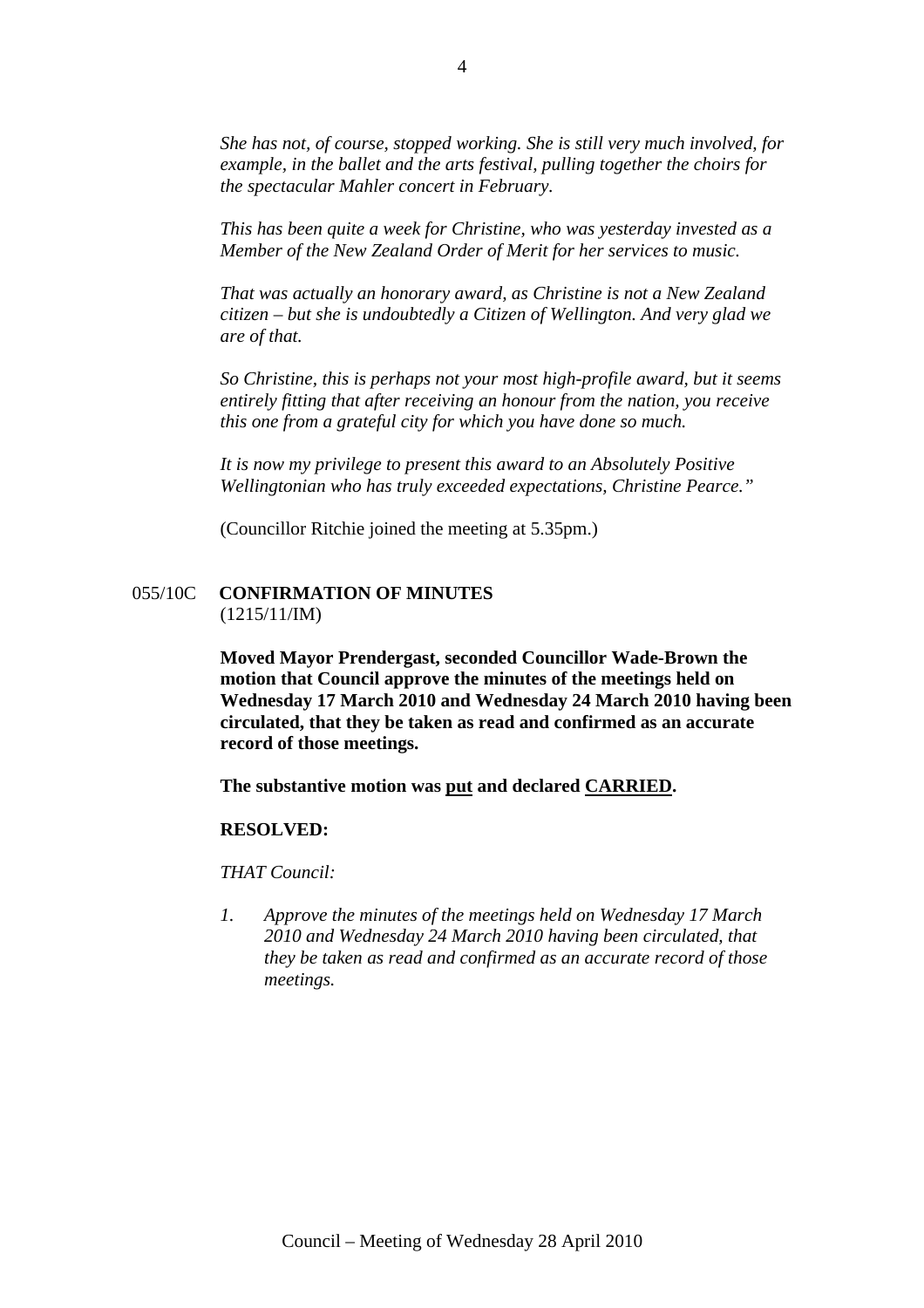*She has not, of course, stopped working. She is still very much involved, for example, in the ballet and the arts festival, pulling together the choirs for the spectacular Mahler concert in February.*

*This has been quite a week for Christine, who was yesterday invested as a Member of the New Zealand Order of Merit for her services to music.*

*That was actually an honorary award, as Christine is not a New Zealand citizen – but she is undoubtedly a Citizen of Wellington. And very glad we are of that.*

*So Christine, this is perhaps not your most high-profile award, but it seems entirely fitting that after receiving an honour from the nation, you receive this one from a grateful city for which you have done so much.*

*It is now my privilege to present this award to an Absolutely Positive Wellingtonian who has truly exceeded expectations, Christine Pearce."*

(Councillor Ritchie joined the meeting at 5.35pm.)

055/10C **CONFIRMATION OF MINUTES**
(1215/11/IM)

**Moved Mayor Prendergast, seconded Councillor Wade-Brown the motion that Council approve the minutes of the meetings held on Wednesday 17 March 2010 and Wednesday 24 March 2010 having been circulated, that they be taken as read and confirmed as an accurate record of those meetings.**

**The substantive motion was put and declared CARRIED.**

**RESOLVED:**

*THAT Council:*

1. *Approve the minutes of the meetings held on Wednesday 17 March 2010 and Wednesday 24 March 2010 having been circulated, that they be taken as read and confirmed as an accurate record of those meetings.*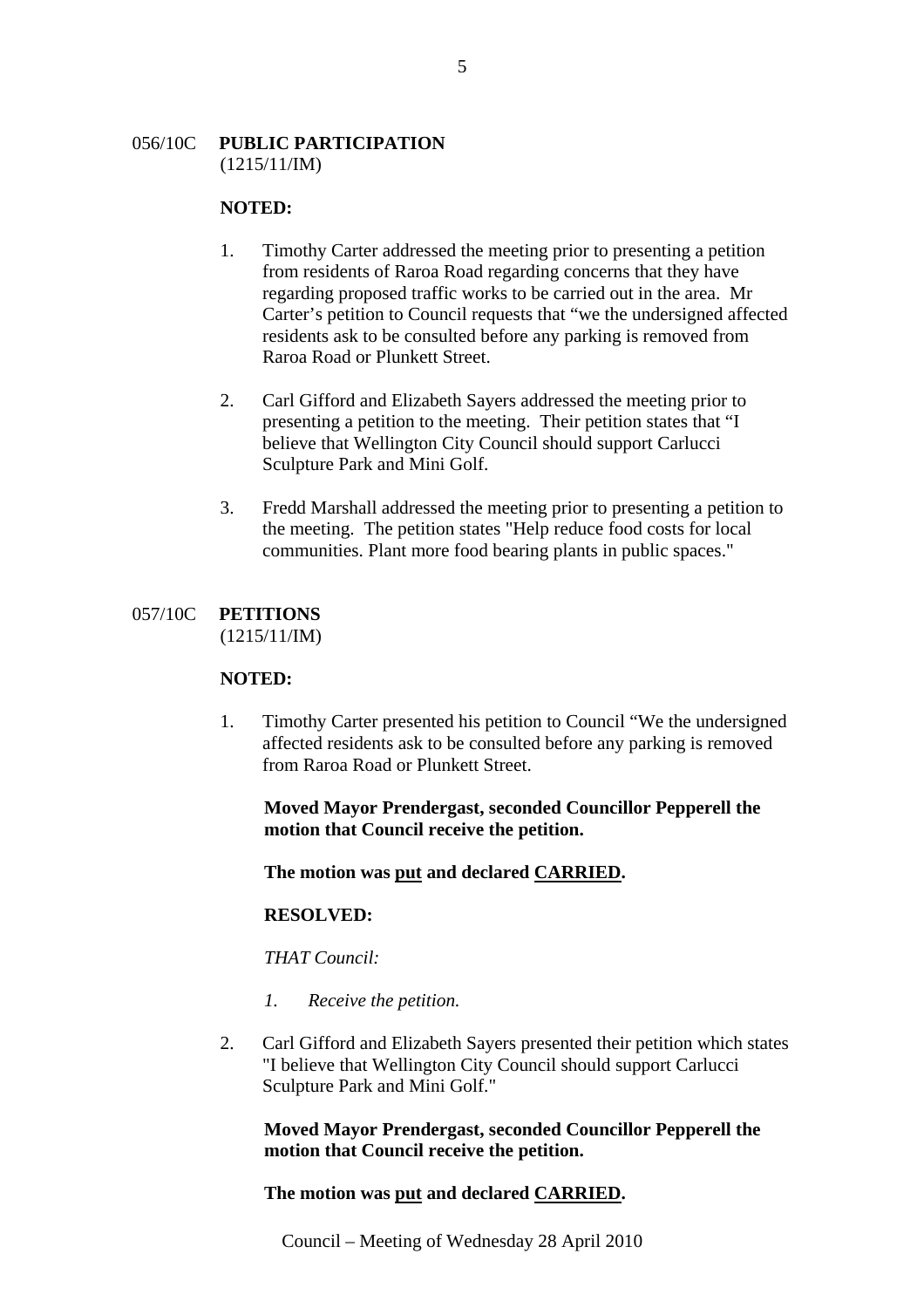056/10C **PUBLIC PARTICIPATION**
(1215/11/IM)

**NOTED:**

1. Timothy Carter addressed the meeting prior to presenting a petition from residents of Raroa Road regarding concerns that they have regarding proposed traffic works to be carried out in the area. Mr Carter's petition to Council requests that "we the undersigned affected residents ask to be consulted before any parking is removed from Raroa Road or Plunkett Street.

2. Carl Gifford and Elizabeth Sayers addressed the meeting prior to presenting a petition to the meeting. Their petition states that "I believe that Wellington City Council should support Carlucci Sculpture Park and Mini Golf.

3. Fredd Marshall addressed the meeting prior to presenting a petition to the meeting. The petition states "Help reduce food costs for local communities. Plant more food bearing plants in public spaces."

057/10C **PETITIONS**
(1215/11/IM)

**NOTED:**

1. Timothy Carter presented his petition to Council "We the undersigned affected residents ask to be consulted before any parking is removed from Raroa Road or Plunkett Street.

   **Moved Mayor Prendergast, seconded Councillor Pepperell the motion that Council receive the petition.**

   **The motion was <u>put</u> and declared <u>CARRIED</u>.**

   **RESOLVED:**

   *THAT Council:*

   *1. Receive the petition.*

2. Carl Gifford and Elizabeth Sayers presented their petition which states "I believe that Wellington City Council should support Carlucci Sculpture Park and Mini Golf."

   **Moved Mayor Prendergast, seconded Councillor Pepperell the motion that Council receive the petition.**

   **The motion was <u>put</u> and declared <u>CARRIED</u>.**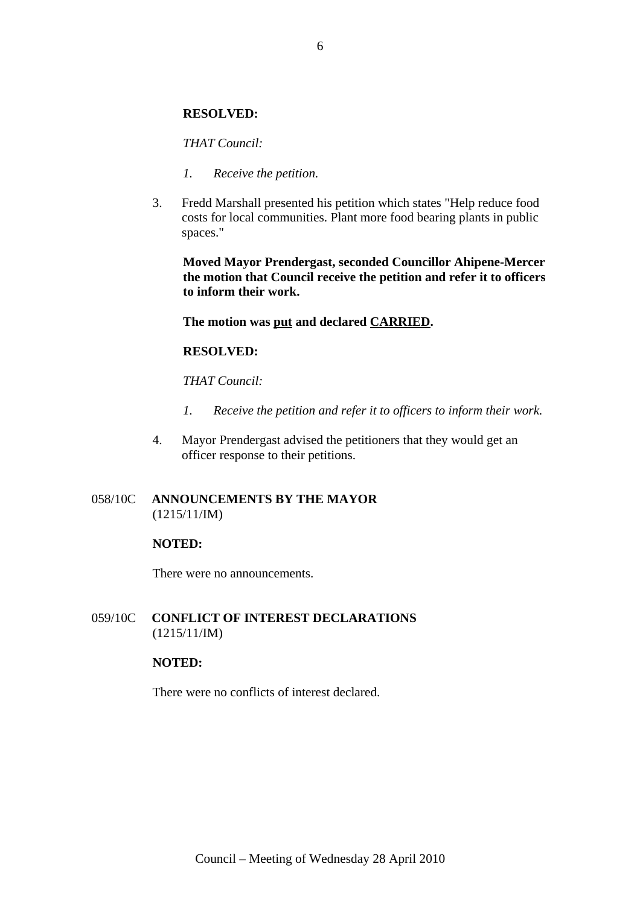**RESOLVED:**

*THAT Council:*

*1. Receive the petition.*

3. Fredd Marshall presented his petition which states "Help reduce food costs for local communities. Plant more food bearing plants in public spaces."

**Moved Mayor Prendergast, seconded Councillor Ahipene-Mercer the motion that Council receive the petition and refer it to officers to inform their work.**

**The motion was <u>put</u> and declared <u>CARRIED</u>.**

**RESOLVED:**

*THAT Council:*

*1. Receive the petition and refer it to officers to inform their work.*

4. Mayor Prendergast advised the petitioners that they would get an officer response to their petitions.

## 058/10C ANNOUNCEMENTS BY THE MAYOR
(1215/11/IM)

**NOTED:**

There were no announcements.

## 059/10C CONFLICT OF INTEREST DECLARATIONS
(1215/11/IM)

**NOTED:**

There were no conflicts of interest declared.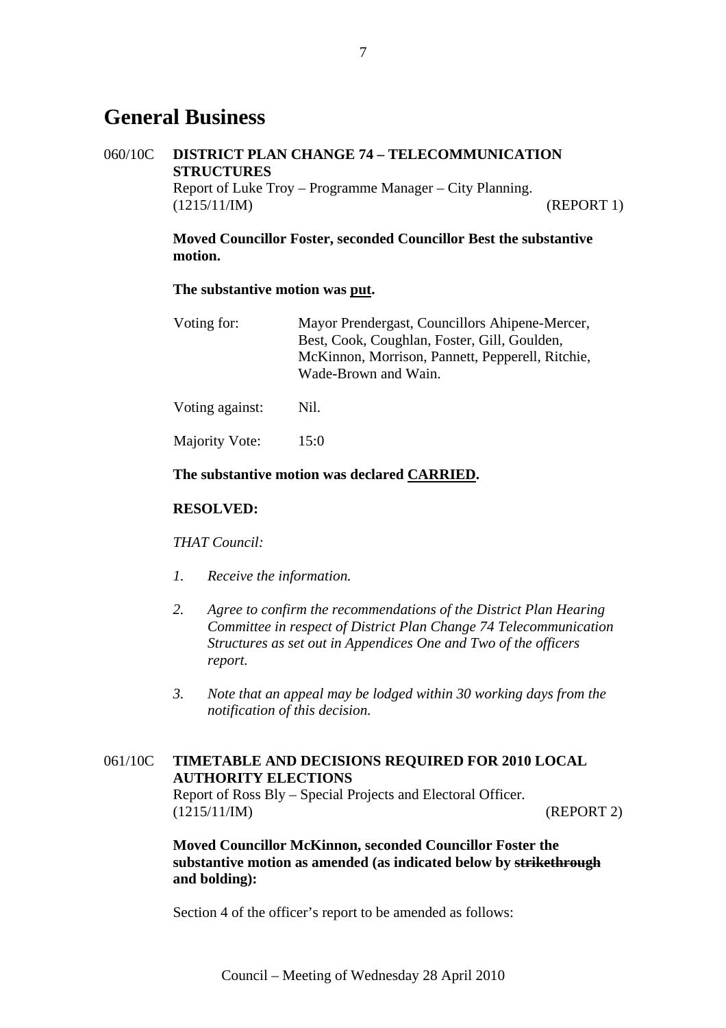# General Business

060/10C **DISTRICT PLAN CHANGE 74 – TELECOMMUNICATION STRUCTURES**

Report of Luke Troy – Programme Manager – City Planning.
(1215/11/IM) (REPORT 1)

**Moved Councillor Foster, seconded Councillor Best the substantive motion.**

**The substantive motion was put.**

| | |
|---|---|
| Voting for: | Mayor Prendergast, Councillors Ahipene-Mercer, Best, Cook, Coughlan, Foster, Gill, Goulden, McKinnon, Morrison, Pannett, Pepperell, Ritchie, Wade-Brown and Wain. |
| Voting against: | Nil. |
| Majority Vote: | 15:0 |

**The substantive motion was declared CARRIED.**

**RESOLVED:**

*THAT Council:*

1. *Receive the information.*

2. *Agree to confirm the recommendations of the District Plan Hearing Committee in respect of District Plan Change 74 Telecommunication Structures as set out in Appendices One and Two of the officers report.*

3. *Note that an appeal may be lodged within 30 working days from the notification of this decision.*

061/10C **TIMETABLE AND DECISIONS REQUIRED FOR 2010 LOCAL AUTHORITY ELECTIONS**

Report of Ross Bly – Special Projects and Electoral Officer.
(1215/11/IM) (REPORT 2)

**Moved Councillor McKinnon, seconded Councillor Foster the substantive motion as amended (as indicated below by ~~strikethrough~~ and bolding):**

Section 4 of the officer's report to be amended as follows: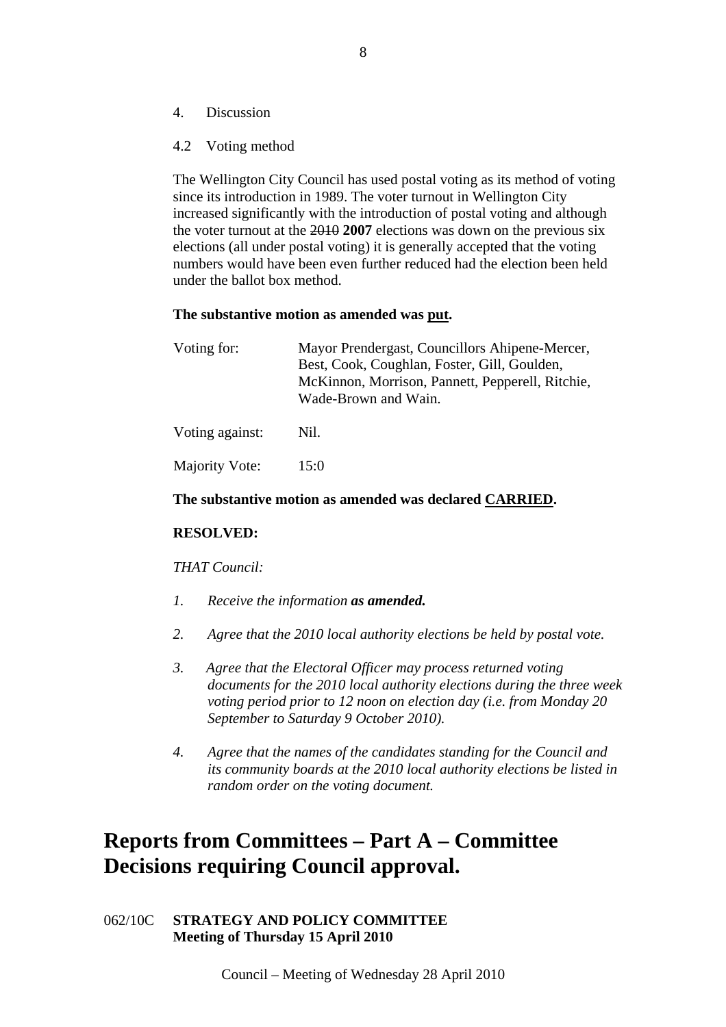4. Discussion

4.2 Voting method

The Wellington City Council has used postal voting as its method of voting since its introduction in 1989. The voter turnout in Wellington City increased significantly with the introduction of postal voting and although the voter turnout at the ~~2010~~ **2007** elections was down on the previous six elections (all under postal voting) it is generally accepted that the voting numbers would have been even further reduced had the election been held under the ballot box method.

**The substantive motion as amended was <u>put</u>.**

| | |
|---|---|
| Voting for: | Mayor Prendergast, Councillors Ahipene-Mercer, Best, Cook, Coughlan, Foster, Gill, Goulden, McKinnon, Morrison, Pannett, Pepperell, Ritchie, Wade-Brown and Wain. |
| Voting against: | Nil. |
| Majority Vote: | 15:0 |

**The substantive motion as amended was declared <u>CARRIED</u>.**

**RESOLVED:**

*THAT Council:*

1. *Receive the information* ***as amended.***
2. *Agree that the 2010 local authority elections be held by postal vote.*
3. *Agree that the Electoral Officer may process returned voting documents for the 2010 local authority elections during the three week voting period prior to 12 noon on election day (i.e. from Monday 20 September to Saturday 9 October 2010).*
4. *Agree that the names of the candidates standing for the Council and its community boards at the 2010 local authority elections be listed in random order on the voting document.*

# Reports from Committees – Part A – Committee Decisions requiring Council approval.

062/10C **STRATEGY AND POLICY COMMITTEE**
**Meeting of Thursday 15 April 2010**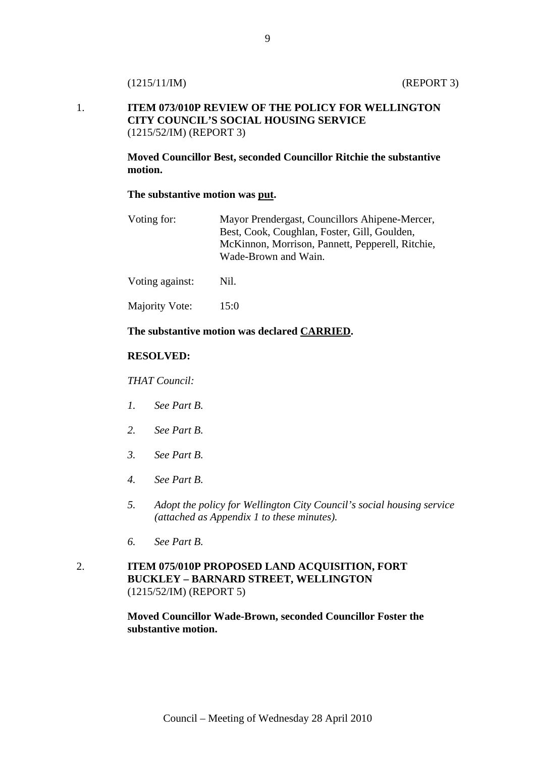(1215/11/IM) (REPORT 3)

1. **ITEM 073/010P REVIEW OF THE POLICY FOR WELLINGTON CITY COUNCIL'S SOCIAL HOUSING SERVICE**
(1215/52/IM) (REPORT 3)

**Moved Councillor Best, seconded Councillor Ritchie the substantive motion.**

**The substantive motion was put.**

| | |
|---|---|
| Voting for: | Mayor Prendergast, Councillors Ahipene-Mercer, Best, Cook, Coughlan, Foster, Gill, Goulden, McKinnon, Morrison, Pannett, Pepperell, Ritchie, Wade-Brown and Wain. |
| Voting against: | Nil. |
| Majority Vote: | 15:0 |

**The substantive motion was declared CARRIED.**

**RESOLVED:**

*THAT Council:*

*1. See Part B.*

*2. See Part B.*

*3. See Part B.*

*4. See Part B.*

*5. Adopt the policy for Wellington City Council's social housing service (attached as Appendix 1 to these minutes).*

*6. See Part B.*

2. **ITEM 075/010P PROPOSED LAND ACQUISITION, FORT BUCKLEY – BARNARD STREET, WELLINGTON**
(1215/52/IM) (REPORT 5)

**Moved Councillor Wade-Brown, seconded Councillor Foster the substantive motion.**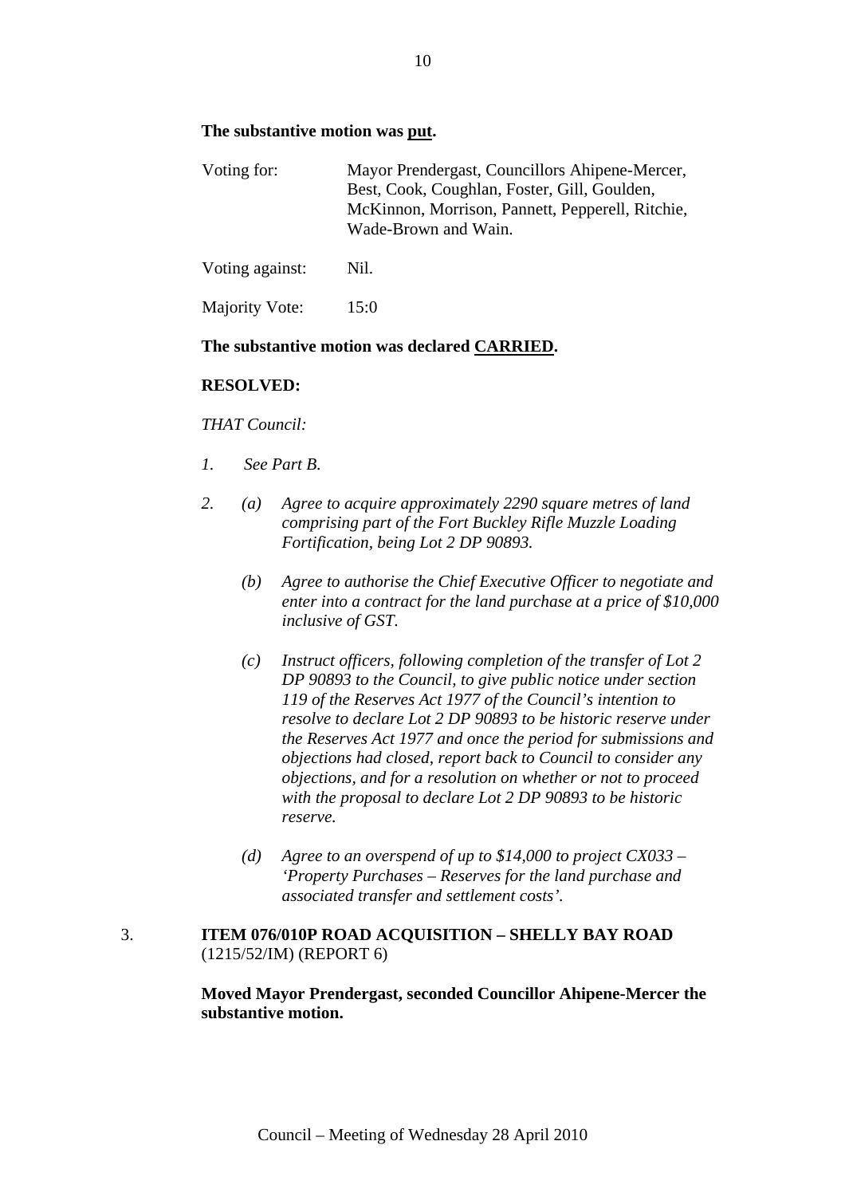**The substantive motion was <u>put</u>.**

| | |
|---|---|
| Voting for: | Mayor Prendergast, Councillors Ahipene-Mercer, Best, Cook, Coughlan, Foster, Gill, Goulden, McKinnon, Morrison, Pannett, Pepperell, Ritchie, Wade-Brown and Wain. |
| Voting against: | Nil. |
| Majority Vote: | 15:0 |

**The substantive motion was declared <u>CARRIED</u>.**

**RESOLVED:**

*THAT Council:*

*1. See Part B.*

*2. (a) Agree to acquire approximately 2290 square metres of land comprising part of the Fort Buckley Rifle Muzzle Loading Fortification, being Lot 2 DP 90893.*

*(b) Agree to authorise the Chief Executive Officer to negotiate and enter into a contract for the land purchase at a price of $10,000 inclusive of GST.*

*(c) Instruct officers, following completion of the transfer of Lot 2 DP 90893 to the Council, to give public notice under section 119 of the Reserves Act 1977 of the Council's intention to resolve to declare Lot 2 DP 90893 to be historic reserve under the Reserves Act 1977 and once the period for submissions and objections had closed, report back to Council to consider any objections, and for a resolution on whether or not to proceed with the proposal to declare Lot 2 DP 90893 to be historic reserve.*

*(d) Agree to an overspend of up to $14,000 to project CX033 – 'Property Purchases – Reserves for the land purchase and associated transfer and settlement costs'.*

3. **ITEM 076/010P ROAD ACQUISITION – SHELLY BAY ROAD** (1215/52/IM) (REPORT 6)

**Moved Mayor Prendergast, seconded Councillor Ahipene-Mercer the substantive motion.**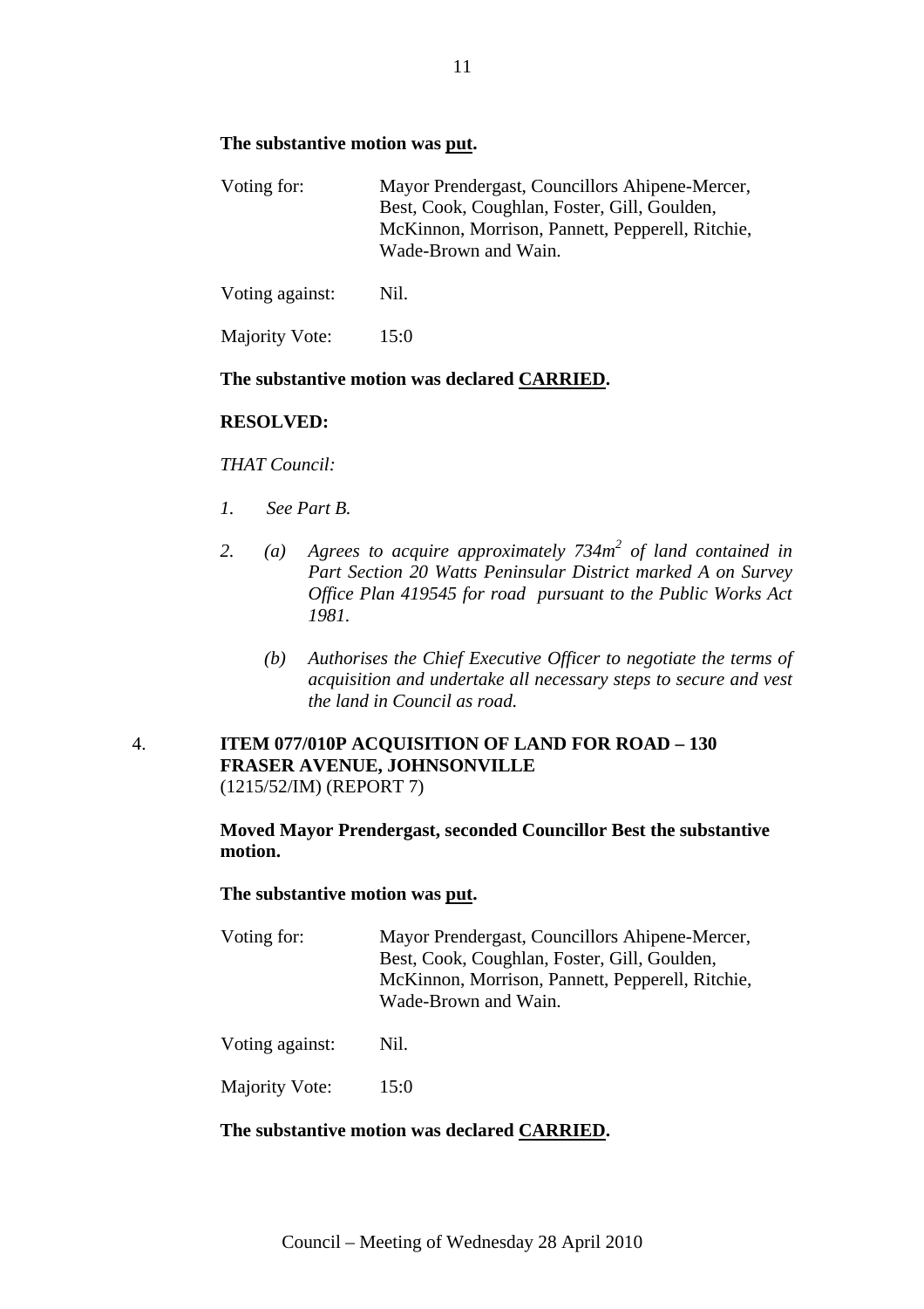**The substantive motion was put.**

| Voting for: | Mayor Prendergast, Councillors Ahipene-Mercer, Best, Cook, Coughlan, Foster, Gill, Goulden, McKinnon, Morrison, Pannett, Pepperell, Ritchie, Wade-Brown and Wain. |
|---|---|
| Voting against: | Nil. |
| Majority Vote: | 15:0 |

**The substantive motion was declared CARRIED.**

**RESOLVED:**

*THAT Council:*

*1. See Part B.*

*2. (a) Agrees to acquire approximately 734m² of land contained in Part Section 20 Watts Peninsular District marked A on Survey Office Plan 419545 for road pursuant to the Public Works Act 1981.*

*(b) Authorises the Chief Executive Officer to negotiate the terms of acquisition and undertake all necessary steps to secure and vest the land in Council as road.*

## 4. ITEM 077/010P ACQUISITION OF LAND FOR ROAD – 130 FRASER AVENUE, JOHNSONVILLE

(1215/52/IM) (REPORT 7)

**Moved Mayor Prendergast, seconded Councillor Best the substantive motion.**

**The substantive motion was put.**

| Voting for: | Mayor Prendergast, Councillors Ahipene-Mercer, Best, Cook, Coughlan, Foster, Gill, Goulden, McKinnon, Morrison, Pannett, Pepperell, Ritchie, Wade-Brown and Wain. |
|---|---|
| Voting against: | Nil. |
| Majority Vote: | 15:0 |

**The substantive motion was declared CARRIED.**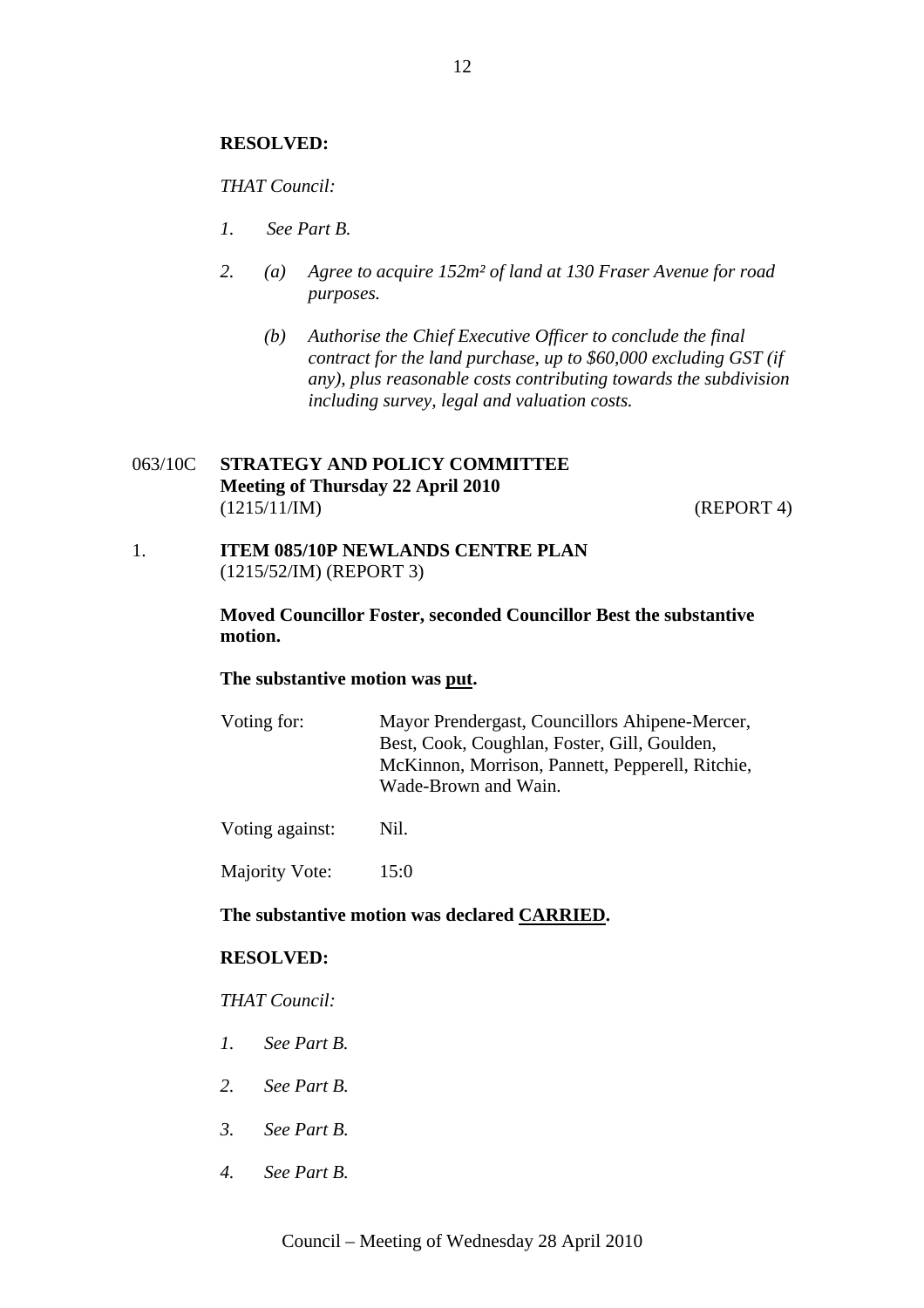**RESOLVED:**

*THAT Council:*

*1. See Part B.*

*2. (a) Agree to acquire 152m² of land at 130 Fraser Avenue for road purposes.*

*(b) Authorise the Chief Executive Officer to conclude the final contract for the land purchase, up to $60,000 excluding GST (if any), plus reasonable costs contributing towards the subdivision including survey, legal and valuation costs.*

063/10C **STRATEGY AND POLICY COMMITTEE**
**Meeting of Thursday 22 April 2010**
(1215/11/IM) (REPORT 4)

1. **ITEM 085/10P NEWLANDS CENTRE PLAN**
(1215/52/IM) (REPORT 3)

**Moved Councillor Foster, seconded Councillor Best the substantive motion.**

**The substantive motion was put.**

Voting for: Mayor Prendergast, Councillors Ahipene-Mercer, Best, Cook, Coughlan, Foster, Gill, Goulden, McKinnon, Morrison, Pannett, Pepperell, Ritchie, Wade-Brown and Wain.

Voting against: Nil.

Majority Vote: 15:0

**The substantive motion was declared CARRIED.**

**RESOLVED:**

*THAT Council:*

*1. See Part B.*

*2. See Part B.*

*3. See Part B.*

*4. See Part B.*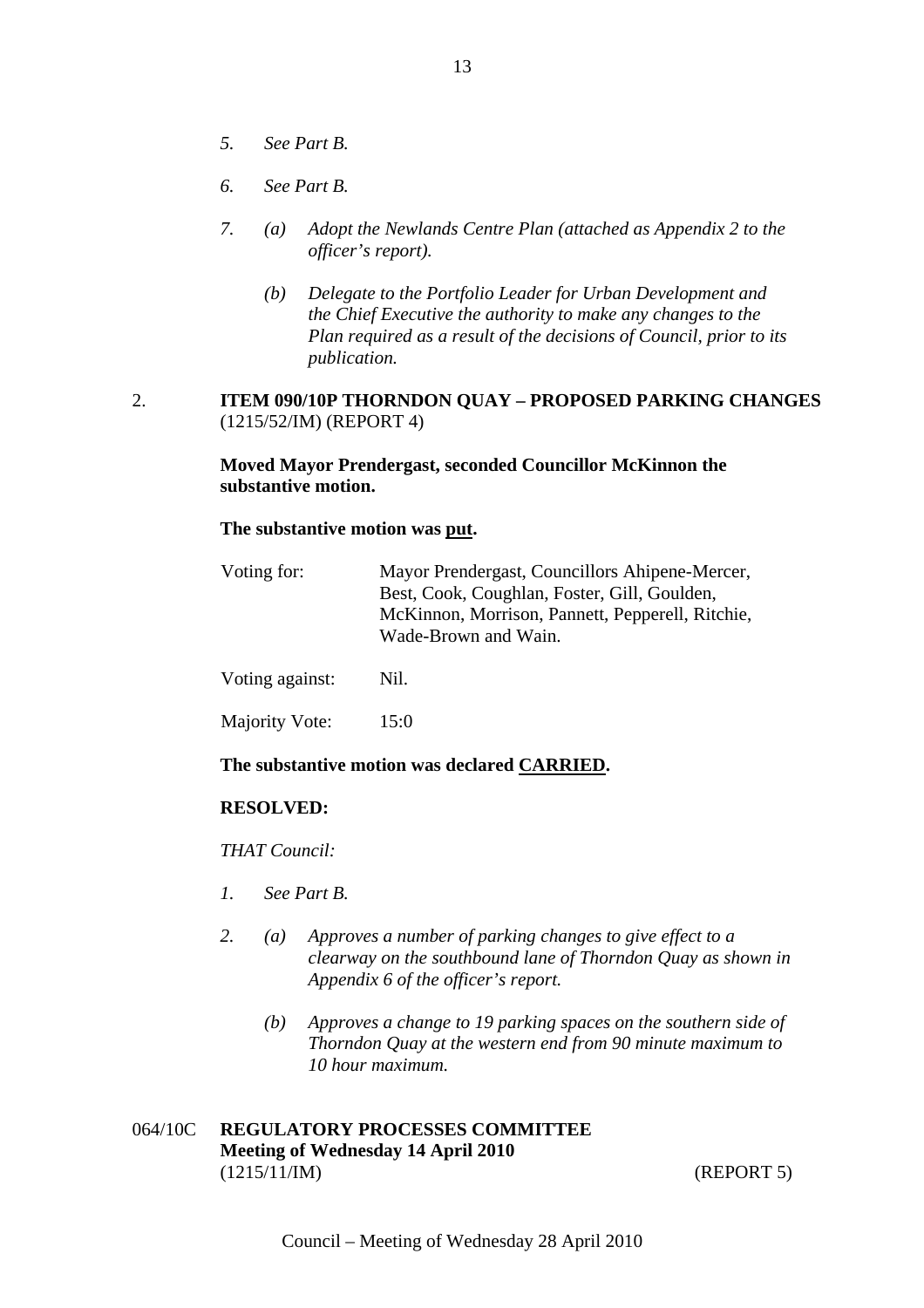*5. See Part B.*

*6. See Part B.*

*7. (a) Adopt the Newlands Centre Plan (attached as Appendix 2 to the officer's report).*

*(b) Delegate to the Portfolio Leader for Urban Development and the Chief Executive the authority to make any changes to the Plan required as a result of the decisions of Council, prior to its publication.*

2. **ITEM 090/10P THORNDON QUAY – PROPOSED PARKING CHANGES**
(1215/52/IM) (REPORT 4)

**Moved Mayor Prendergast, seconded Councillor McKinnon the substantive motion.**

**The substantive motion was put.**

| | |
|---|---|
| Voting for: | Mayor Prendergast, Councillors Ahipene-Mercer, Best, Cook, Coughlan, Foster, Gill, Goulden, McKinnon, Morrison, Pannett, Pepperell, Ritchie, Wade-Brown and Wain. |
| Voting against: | Nil. |
| Majority Vote: | 15:0 |

**The substantive motion was declared CARRIED.**

**RESOLVED:**

*THAT Council:*

*1. See Part B.*

*2. (a) Approves a number of parking changes to give effect to a clearway on the southbound lane of Thorndon Quay as shown in Appendix 6 of the officer's report.*

*(b) Approves a change to 19 parking spaces on the southern side of Thorndon Quay at the western end from 90 minute maximum to 10 hour maximum.*

064/10C **REGULATORY PROCESSES COMMITTEE**
**Meeting of Wednesday 14 April 2010**
(1215/11/IM) (REPORT 5)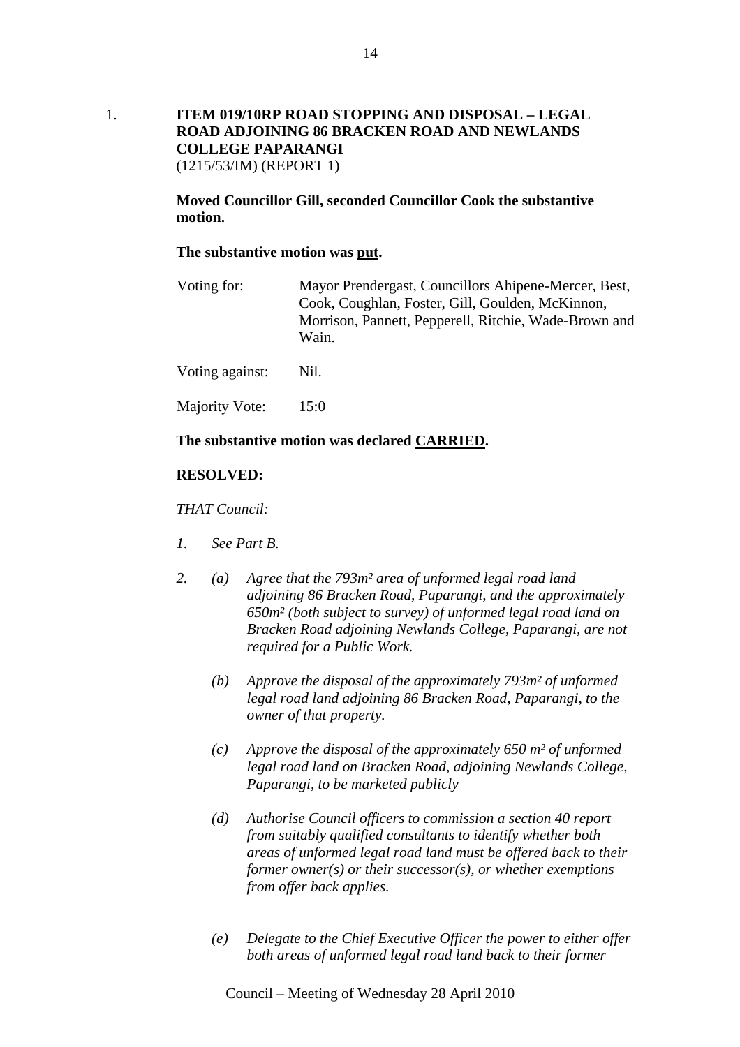1. **ITEM 019/10RP ROAD STOPPING AND DISPOSAL – LEGAL ROAD ADJOINING 86 BRACKEN ROAD AND NEWLANDS COLLEGE PAPARANGI**
(1215/53/IM) (REPORT 1)

**Moved Councillor Gill, seconded Councillor Cook the substantive motion.**

**The substantive motion was <u>put</u>.**

| | |
|---|---|
| Voting for: | Mayor Prendergast, Councillors Ahipene-Mercer, Best, Cook, Coughlan, Foster, Gill, Goulden, McKinnon, Morrison, Pannett, Pepperell, Ritchie, Wade-Brown and Wain. |
| Voting against: | Nil. |
| Majority Vote: | 15:0 |

**The substantive motion was declared <u>CARRIED</u>.**

**RESOLVED:**

*THAT Council:*

1. *See Part B.*

2. (a) *Agree that the 793m² area of unformed legal road land adjoining 86 Bracken Road, Paparangi, and the approximately 650m² (both subject to survey) of unformed legal road land on Bracken Road adjoining Newlands College, Paparangi, are not required for a Public Work.*

   (b) *Approve the disposal of the approximately 793m² of unformed legal road land adjoining 86 Bracken Road, Paparangi, to the owner of that property.*

   (c) *Approve the disposal of the approximately 650 m² of unformed legal road land on Bracken Road, adjoining Newlands College, Paparangi, to be marketed publicly*

   (d) *Authorise Council officers to commission a section 40 report from suitably qualified consultants to identify whether both areas of unformed legal road land must be offered back to their former owner(s) or their successor(s), or whether exemptions from offer back applies.*

   (e) *Delegate to the Chief Executive Officer the power to either offer both areas of unformed legal road land back to their former*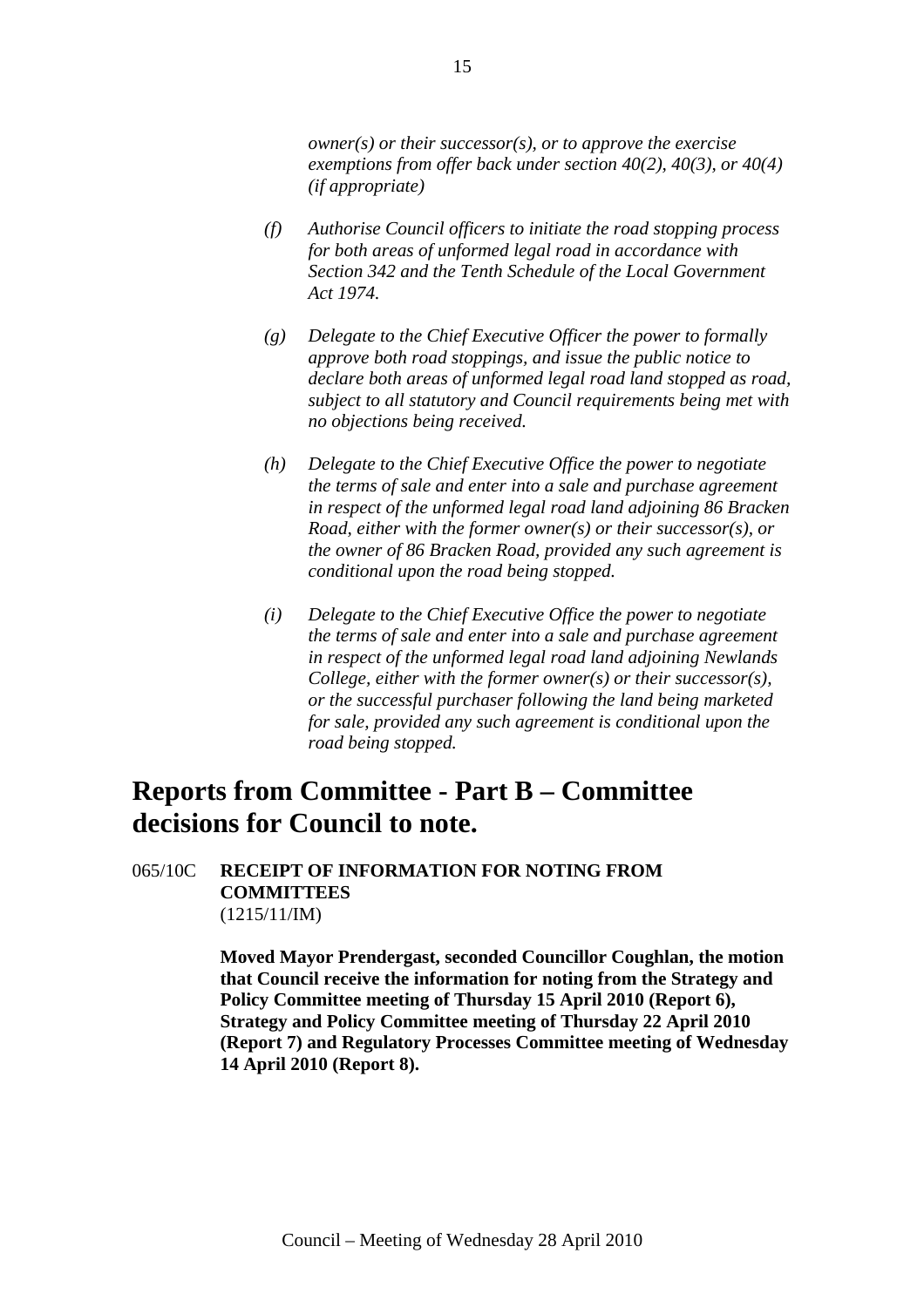*owner(s) or their successor(s), or to approve the exercise exemptions from offer back under section 40(2), 40(3), or 40(4) (if appropriate)*

*(f) Authorise Council officers to initiate the road stopping process for both areas of unformed legal road in accordance with Section 342 and the Tenth Schedule of the Local Government Act 1974.*

*(g) Delegate to the Chief Executive Officer the power to formally approve both road stoppings, and issue the public notice to declare both areas of unformed legal road land stopped as road, subject to all statutory and Council requirements being met with no objections being received.*

*(h) Delegate to the Chief Executive Office the power to negotiate the terms of sale and enter into a sale and purchase agreement in respect of the unformed legal road land adjoining 86 Bracken Road, either with the former owner(s) or their successor(s), or the owner of 86 Bracken Road, provided any such agreement is conditional upon the road being stopped.*

*(i) Delegate to the Chief Executive Office the power to negotiate the terms of sale and enter into a sale and purchase agreement in respect of the unformed legal road land adjoining Newlands College, either with the former owner(s) or their successor(s), or the successful purchaser following the land being marketed for sale, provided any such agreement is conditional upon the road being stopped.*

# Reports from Committee - Part B – Committee decisions for Council to note.

065/10C **RECEIPT OF INFORMATION FOR NOTING FROM COMMITTEES**
(1215/11/IM)

**Moved Mayor Prendergast, seconded Councillor Coughlan, the motion that Council receive the information for noting from the Strategy and Policy Committee meeting of Thursday 15 April 2010 (Report 6), Strategy and Policy Committee meeting of Thursday 22 April 2010 (Report 7) and Regulatory Processes Committee meeting of Wednesday 14 April 2010 (Report 8).**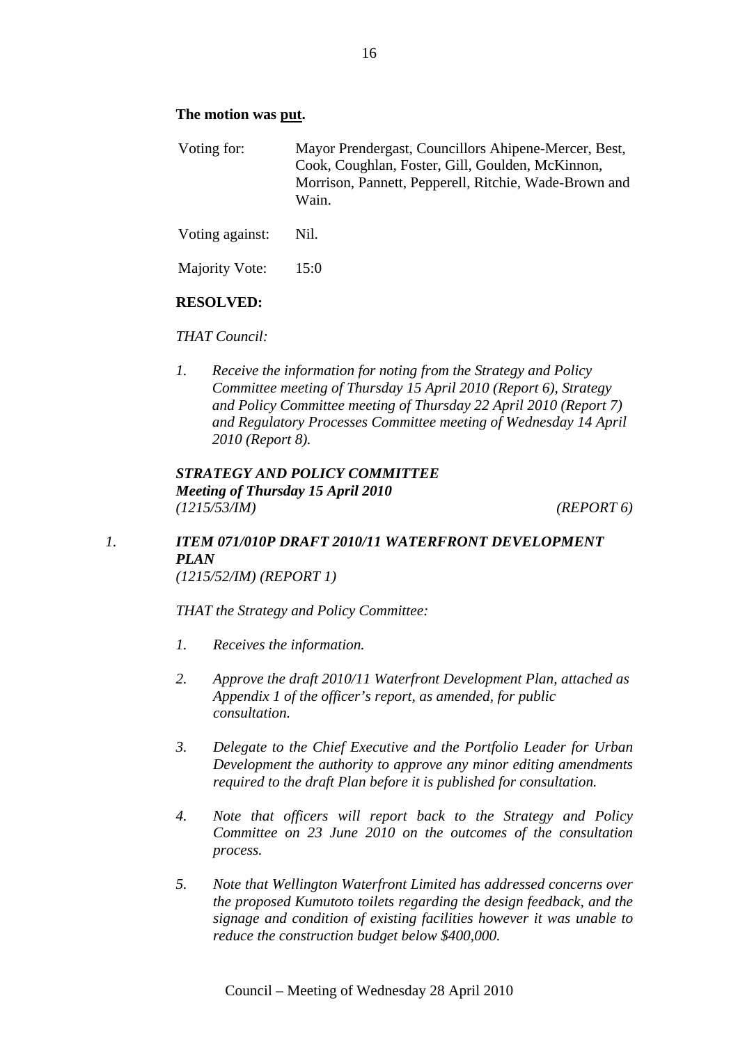**The motion was put.**

| | |
|---|---|
| Voting for: | Mayor Prendergast, Councillors Ahipene-Mercer, Best, Cook, Coughlan, Foster, Gill, Goulden, McKinnon, Morrison, Pannett, Pepperell, Ritchie, Wade-Brown and Wain. |
| Voting against: | Nil. |
| Majority Vote: | 15:0 |

**RESOLVED:**

*THAT Council:*

1. *Receive the information for noting from the Strategy and Policy Committee meeting of Thursday 15 April 2010 (Report 6), Strategy and Policy Committee meeting of Thursday 22 April 2010 (Report 7) and Regulatory Processes Committee meeting of Wednesday 14 April 2010 (Report 8).*

***STRATEGY AND POLICY COMMITTEE***
***Meeting of Thursday 15 April 2010***
*(1215/53/IM)* *(REPORT 6)*

*1.* ***ITEM 071/010P DRAFT 2010/11 WATERFRONT DEVELOPMENT PLAN***
*(1215/52/IM) (REPORT 1)*

*THAT the Strategy and Policy Committee:*

1. *Receives the information.*

2. *Approve the draft 2010/11 Waterfront Development Plan, attached as Appendix 1 of the officer's report, as amended, for public consultation.*

3. *Delegate to the Chief Executive and the Portfolio Leader for Urban Development the authority to approve any minor editing amendments required to the draft Plan before it is published for consultation.*

4. *Note that officers will report back to the Strategy and Policy Committee on 23 June 2010 on the outcomes of the consultation process.*

5. *Note that Wellington Waterfront Limited has addressed concerns over the proposed Kumutoto toilets regarding the design feedback, and the signage and condition of existing facilities however it was unable to reduce the construction budget below $400,000.*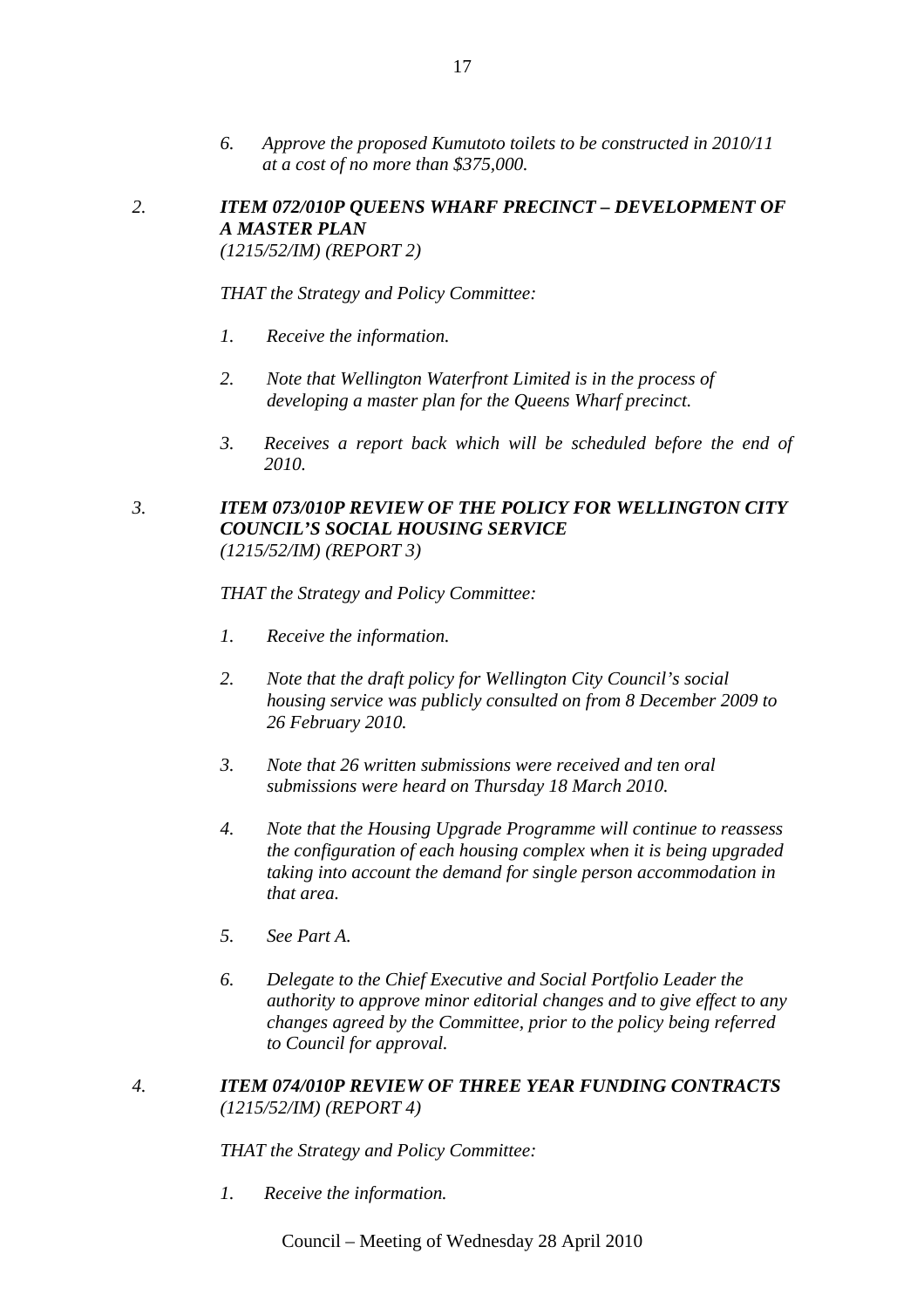*6. Approve the proposed Kumutoto toilets to be constructed in 2010/11 at a cost of no more than $375,000.*

*2. **ITEM 072/010P QUEENS WHARF PRECINCT – DEVELOPMENT OF A MASTER PLAN***
*(1215/52/IM) (REPORT 2)*

*THAT the Strategy and Policy Committee:*

*1. Receive the information.*

*2. Note that Wellington Waterfront Limited is in the process of developing a master plan for the Queens Wharf precinct.*

*3. Receives a report back which will be scheduled before the end of 2010.*

*3. **ITEM 073/010P REVIEW OF THE POLICY FOR WELLINGTON CITY COUNCIL'S SOCIAL HOUSING SERVICE***
*(1215/52/IM) (REPORT 3)*

*THAT the Strategy and Policy Committee:*

*1. Receive the information.*

*2. Note that the draft policy for Wellington City Council's social housing service was publicly consulted on from 8 December 2009 to 26 February 2010.*

*3. Note that 26 written submissions were received and ten oral submissions were heard on Thursday 18 March 2010.*

*4. Note that the Housing Upgrade Programme will continue to reassess the configuration of each housing complex when it is being upgraded taking into account the demand for single person accommodation in that area.*

*5. See Part A.*

*6. Delegate to the Chief Executive and Social Portfolio Leader the authority to approve minor editorial changes and to give effect to any changes agreed by the Committee, prior to the policy being referred to Council for approval.*

*4. **ITEM 074/010P REVIEW OF THREE YEAR FUNDING CONTRACTS***
*(1215/52/IM) (REPORT 4)*

*THAT the Strategy and Policy Committee:*

*1. Receive the information.*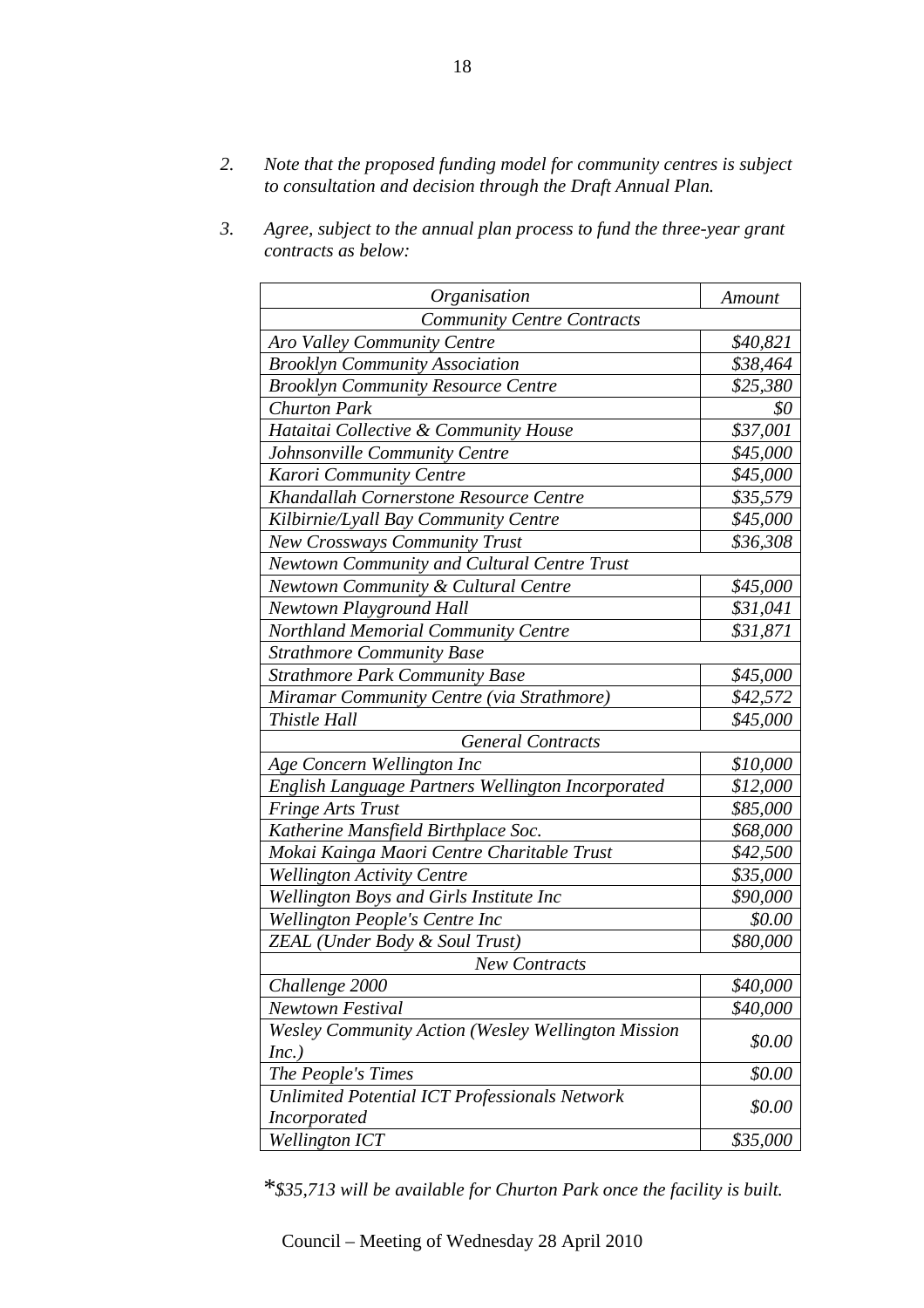2. *Note that the proposed funding model for community centres is subject to consultation and decision through the Draft Annual Plan.*

3. *Agree, subject to the annual plan process to fund the three-year grant contracts as below:*

| *Organisation* | *Amount* |
|---|---|
| *Community Centre Contracts* | |
| *Aro Valley Community Centre* | *$40,821* |
| *Brooklyn Community Association* | *$38,464* |
| *Brooklyn Community Resource Centre* | *$25,380* |
| *Churton Park* | *$0* |
| *Hataitai Collective & Community House* | *$37,001* |
| *Johnsonville Community Centre* | *$45,000* |
| *Karori Community Centre* | *$45,000* |
| *Khandallah Cornerstone Resource Centre* | *$35,579* |
| *Kilbirnie/Lyall Bay Community Centre* | *$45,000* |
| *New Crossways Community Trust* | *$36,308* |
| *Newtown Community and Cultural Centre Trust* | |
| *Newtown Community & Cultural Centre* | *$45,000* |
| *Newtown Playground Hall* | *$31,041* |
| *Northland Memorial Community Centre* | *$31,871* |
| *Strathmore Community Base* | |
| *Strathmore Park Community Base* | *$45,000* |
| *Miramar Community Centre (via Strathmore)* | *$42,572* |
| *Thistle Hall* | *$45,000* |
| *General Contracts* | |
| *Age Concern Wellington Inc* | *$10,000* |
| *English Language Partners Wellington Incorporated* | *$12,000* |
| *Fringe Arts Trust* | *$85,000* |
| *Katherine Mansfield Birthplace Soc.* | *$68,000* |
| *Mokai Kainga Maori Centre Charitable Trust* | *$42,500* |
| *Wellington Activity Centre* | *$35,000* |
| *Wellington Boys and Girls Institute Inc* | *$90,000* |
| *Wellington People's Centre Inc* | *$0.00* |
| *ZEAL (Under Body & Soul Trust)* | *$80,000* |
| *New Contracts* | |
| *Challenge 2000* | *$40,000* |
| *Newtown Festival* | *$40,000* |
| *Wesley Community Action (Wesley Wellington Mission Inc.)* | *$0.00* |
| *The People's Times* | *$0.00* |
| *Unlimited Potential ICT Professionals Network Incorporated* | *$0.00* |
| *Wellington ICT* | *$35,000* |

*\*$35,713 will be available for Churton Park once the facility is built.*

Council – Meeting of Wednesday 28 April 2010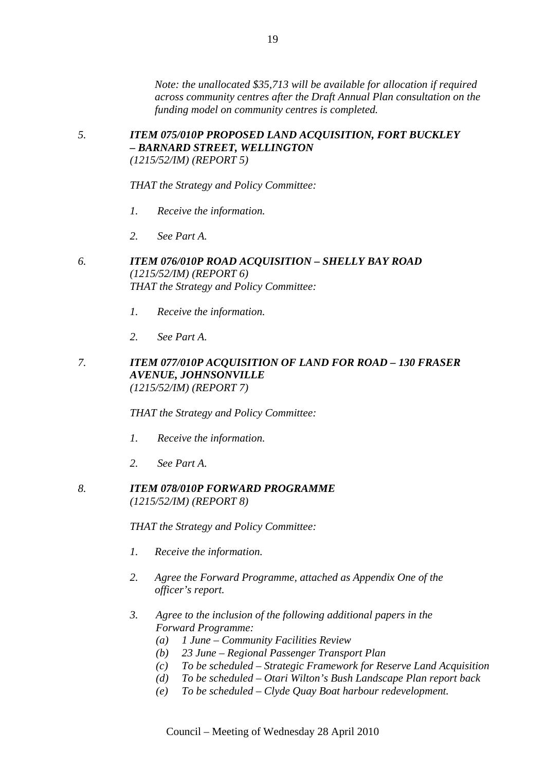*Note: the unallocated $35,713 will be available for allocation if required across community centres after the Draft Annual Plan consultation on the funding model on community centres is completed.*

*5. ITEM 075/010P PROPOSED LAND ACQUISITION, FORT BUCKLEY – BARNARD STREET, WELLINGTON*
*(1215/52/IM) (REPORT 5)*

*THAT the Strategy and Policy Committee:*

*1. Receive the information.*

*2. See Part A.*

*6. ITEM 076/010P ROAD ACQUISITION – SHELLY BAY ROAD*
*(1215/52/IM) (REPORT 6)*
*THAT the Strategy and Policy Committee:*

*1. Receive the information.*

*2. See Part A.*

*7. ITEM 077/010P ACQUISITION OF LAND FOR ROAD – 130 FRASER AVENUE, JOHNSONVILLE*
*(1215/52/IM) (REPORT 7)*

*THAT the Strategy and Policy Committee:*

*1. Receive the information.*

*2. See Part A.*

*8. ITEM 078/010P FORWARD PROGRAMME*
*(1215/52/IM) (REPORT 8)*

*THAT the Strategy and Policy Committee:*

*1. Receive the information.*

*2. Agree the Forward Programme, attached as Appendix One of the officer's report.*

*3. Agree to the inclusion of the following additional papers in the Forward Programme:*
   *(a) 1 June – Community Facilities Review*
   *(b) 23 June – Regional Passenger Transport Plan*
   *(c) To be scheduled – Strategic Framework for Reserve Land Acquisition*
   *(d) To be scheduled – Otari Wilton's Bush Landscape Plan report back*
   *(e) To be scheduled – Clyde Quay Boat harbour redevelopment.*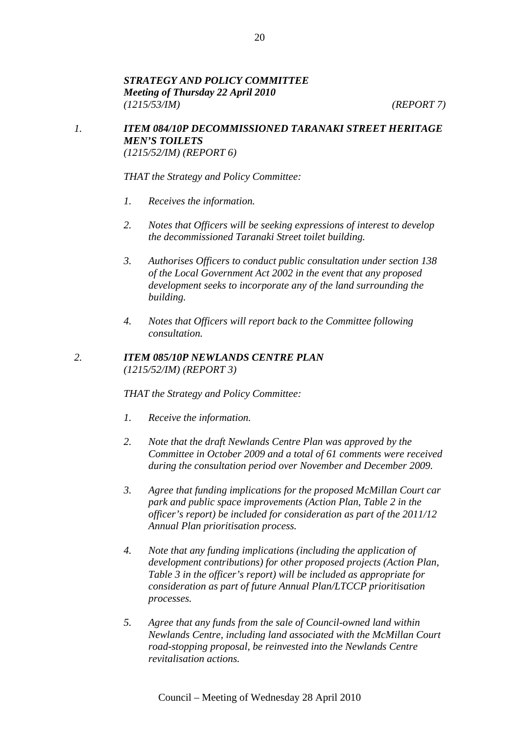***STRATEGY AND POLICY COMMITTEE***
***Meeting of Thursday 22 April 2010***
*(1215/53/IM)* *(REPORT 7)*

*1.* ***ITEM 084/10P DECOMMISSIONED TARANAKI STREET HERITAGE MEN'S TOILETS***
*(1215/52/IM) (REPORT 6)*

*THAT the Strategy and Policy Committee:*

1. *Receives the information.*

2. *Notes that Officers will be seeking expressions of interest to develop the decommissioned Taranaki Street toilet building.*

3. *Authorises Officers to conduct public consultation under section 138 of the Local Government Act 2002 in the event that any proposed development seeks to incorporate any of the land surrounding the building.*

4. *Notes that Officers will report back to the Committee following consultation.*

*2.* ***ITEM 085/10P NEWLANDS CENTRE PLAN***
*(1215/52/IM) (REPORT 3)*

*THAT the Strategy and Policy Committee:*

1. *Receive the information.*

2. *Note that the draft Newlands Centre Plan was approved by the Committee in October 2009 and a total of 61 comments were received during the consultation period over November and December 2009.*

3. *Agree that funding implications for the proposed McMillan Court car park and public space improvements (Action Plan, Table 2 in the officer's report) be included for consideration as part of the 2011/12 Annual Plan prioritisation process.*

4. *Note that any funding implications (including the application of development contributions) for other proposed projects (Action Plan, Table 3 in the officer's report) will be included as appropriate for consideration as part of future Annual Plan/LTCCP prioritisation processes.*

5. *Agree that any funds from the sale of Council-owned land within Newlands Centre, including land associated with the McMillan Court road-stopping proposal, be reinvested into the Newlands Centre revitalisation actions.*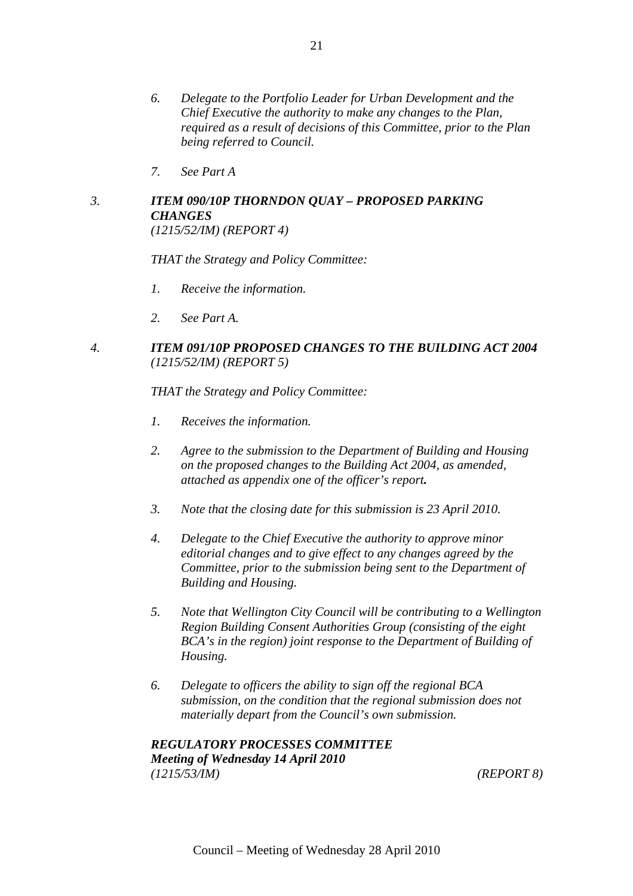6. *Delegate to the Portfolio Leader for Urban Development and the Chief Executive the authority to make any changes to the Plan, required as a result of decisions of this Committee, prior to the Plan being referred to Council.*

7. *See Part A*

3. ***ITEM 090/10P THORNDON QUAY – PROPOSED PARKING CHANGES***
*(1215/52/IM) (REPORT 4)*

*THAT the Strategy and Policy Committee:*

1. *Receive the information.*

2. *See Part A.*

4. ***ITEM 091/10P PROPOSED CHANGES TO THE BUILDING ACT 2004***
*(1215/52/IM) (REPORT 5)*

*THAT the Strategy and Policy Committee:*

1. *Receives the information.*

2. *Agree to the submission to the Department of Building and Housing on the proposed changes to the Building Act 2004, as amended, attached as appendix one of the officer's report**.***

3. *Note that the closing date for this submission is 23 April 2010.*

4. *Delegate to the Chief Executive the authority to approve minor editorial changes and to give effect to any changes agreed by the Committee, prior to the submission being sent to the Department of Building and Housing.*

5. *Note that Wellington City Council will be contributing to a Wellington Region Building Consent Authorities Group (consisting of the eight BCA's in the region) joint response to the Department of Building of Housing.*

6. *Delegate to officers the ability to sign off the regional BCA submission, on the condition that the regional submission does not materially depart from the Council's own submission.*

***REGULATORY PROCESSES COMMITTEE***
***Meeting of Wednesday 14 April 2010***
*(1215/53/IM)* *(REPORT 8)*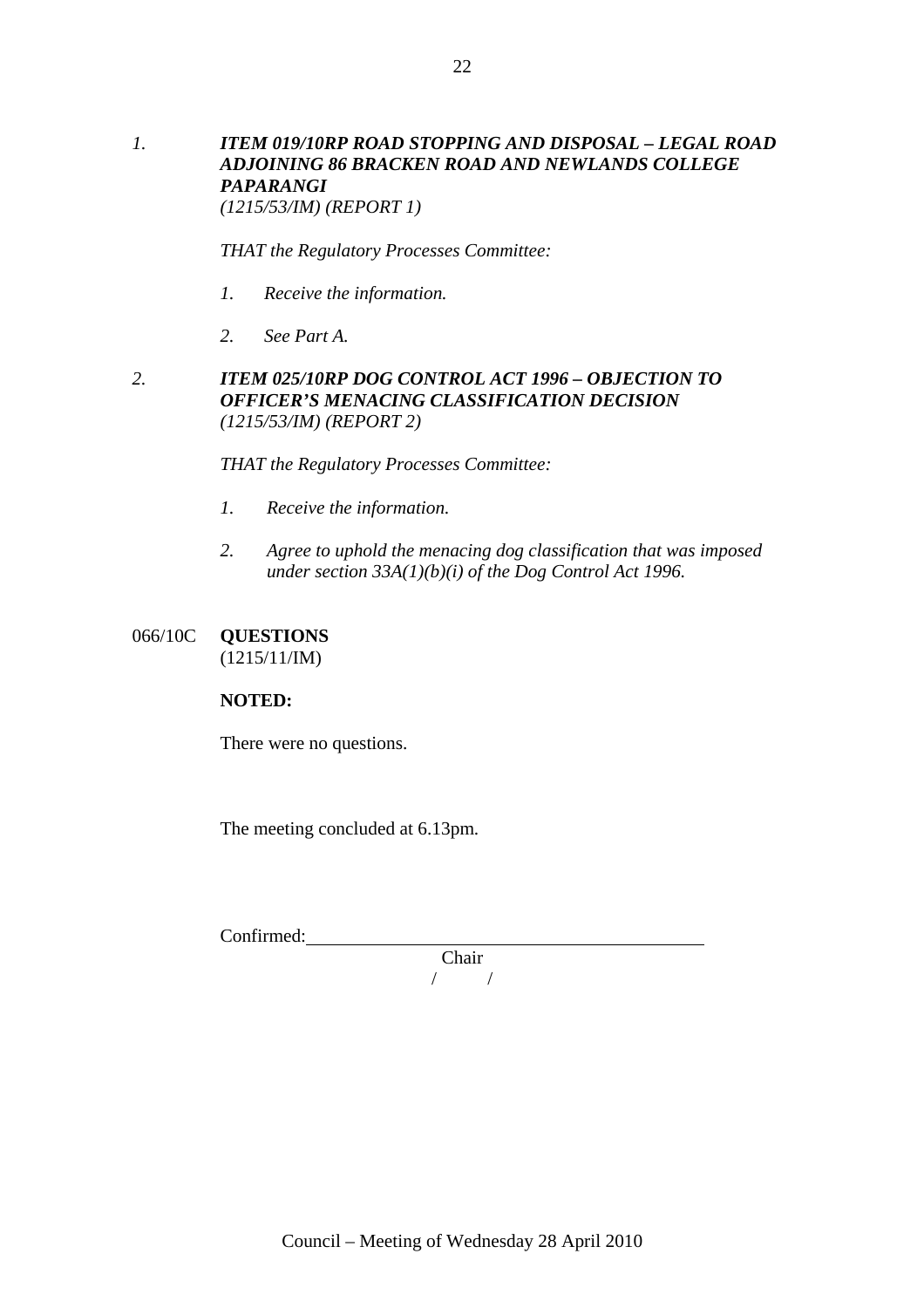*1.* ***ITEM 019/10RP ROAD STOPPING AND DISPOSAL – LEGAL ROAD ADJOINING 86 BRACKEN ROAD AND NEWLANDS COLLEGE PAPARANGI***
*(1215/53/IM) (REPORT 1)*

*THAT the Regulatory Processes Committee:*

*1. Receive the information.*

*2. See Part A.*

*2.* ***ITEM 025/10RP DOG CONTROL ACT 1996 – OBJECTION TO OFFICER'S MENACING CLASSIFICATION DECISION***
*(1215/53/IM) (REPORT 2)*

*THAT the Regulatory Processes Committee:*

*1. Receive the information.*

*2. Agree to uphold the menacing dog classification that was imposed under section 33A(1)(b)(i) of the Dog Control Act 1996.*

066/10C **QUESTIONS**
(1215/11/IM)

**NOTED:**

There were no questions.

The meeting concluded at 6.13pm.

Confirmed: ____________________________________________
Chair
/ /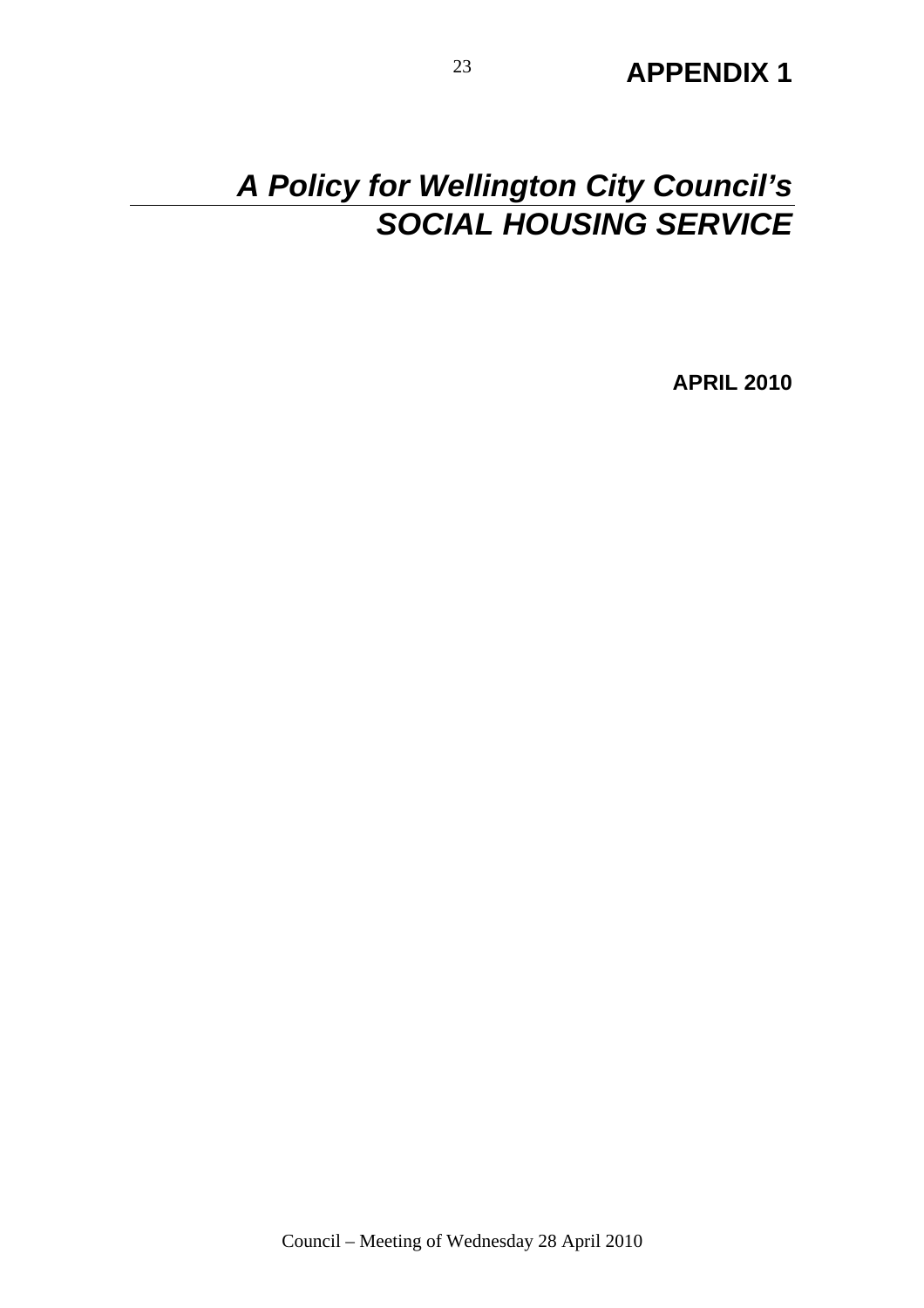**APPENDIX 1**

# *A Policy for Wellington City Council's SOCIAL HOUSING SERVICE*

**APRIL 2010**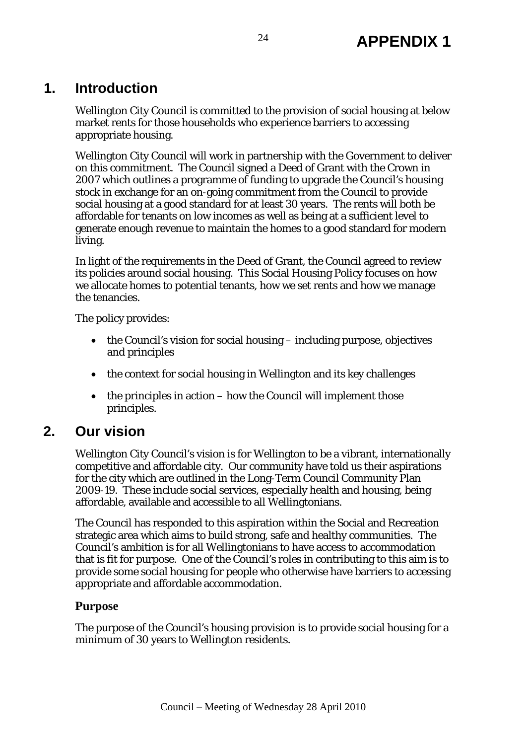# APPENDIX 1

## 1. Introduction

Wellington City Council is committed to the provision of social housing at below market rents for those households who experience barriers to accessing appropriate housing.

Wellington City Council will work in partnership with the Government to deliver on this commitment. The Council signed a Deed of Grant with the Crown in 2007 which outlines a programme of funding to upgrade the Council's housing stock in exchange for an on-going commitment from the Council to provide social housing at a good standard for at least 30 years. The rents will both be affordable for tenants on low incomes as well as being at a sufficient level to generate enough revenue to maintain the homes to a good standard for modern living.

In light of the requirements in the Deed of Grant, the Council agreed to review its policies around social housing. This Social Housing Policy focuses on how we allocate homes to potential tenants, how we set rents and how we manage the tenancies.

The policy provides:

- the Council's vision for social housing – including purpose, objectives and principles
- the context for social housing in Wellington and its key challenges
- the principles in action – how the Council will implement those principles.

## 2. Our vision

Wellington City Council's vision is for Wellington to be a vibrant, internationally competitive and affordable city. Our community have told us their aspirations for the city which are outlined in the Long-Term Council Community Plan 2009-19. These include social services, especially health and housing, being affordable, available and accessible to all Wellingtonians.

The Council has responded to this aspiration within the Social and Recreation strategic area which aims to build strong, safe and healthy communities. The Council's ambition is for all Wellingtonians to have access to accommodation that is fit for purpose. One of the Council's roles in contributing to this aim is to provide some social housing for people who otherwise have barriers to accessing appropriate and affordable accommodation.

### Purpose

The purpose of the Council's housing provision is to provide social housing for a minimum of 30 years to Wellington residents.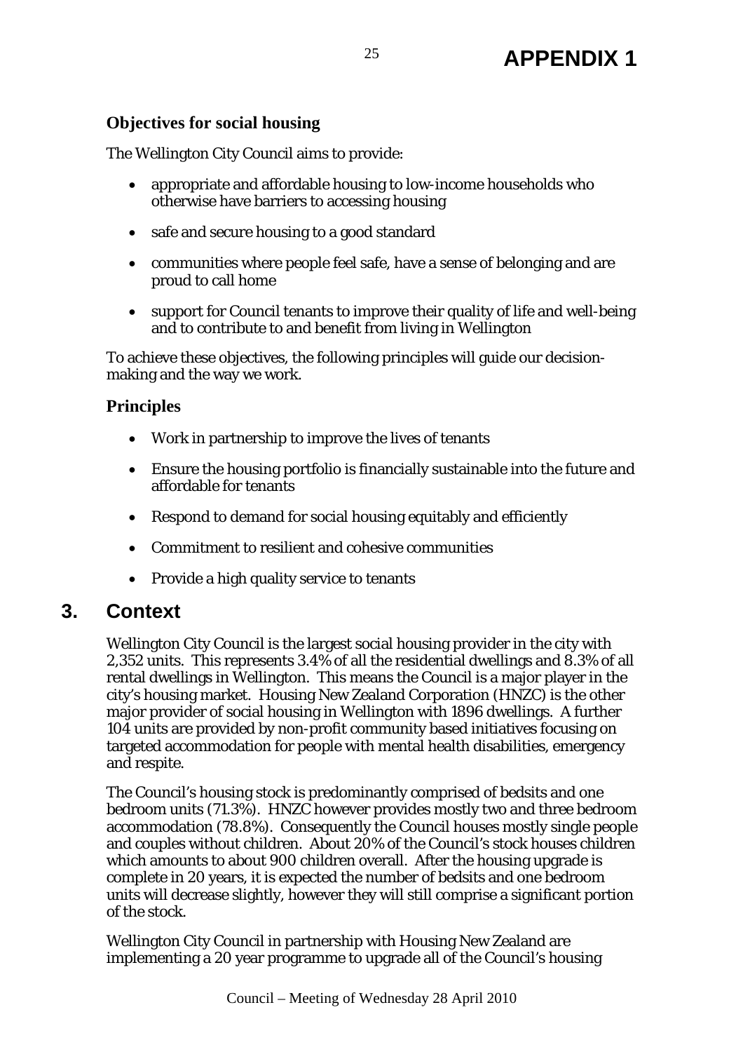# APPENDIX 1

### Objectives for social housing

The Wellington City Council aims to provide:

- appropriate and affordable housing to low-income households who otherwise have barriers to accessing housing
- safe and secure housing to a good standard
- communities where people feel safe, have a sense of belonging and are proud to call home
- support for Council tenants to improve their quality of life and well-being and to contribute to and benefit from living in Wellington

To achieve these objectives, the following principles will guide our decision-making and the way we work.

### Principles

- Work in partnership to improve the lives of tenants
- Ensure the housing portfolio is financially sustainable into the future and affordable for tenants
- Respond to demand for social housing equitably and efficiently
- Commitment to resilient and cohesive communities
- Provide a high quality service to tenants

## 3. Context

Wellington City Council is the largest social housing provider in the city with 2,352 units. This represents 3.4% of all the residential dwellings and 8.3% of all rental dwellings in Wellington. This means the Council is a major player in the city's housing market. Housing New Zealand Corporation (HNZC) is the other major provider of social housing in Wellington with 1896 dwellings. A further 104 units are provided by non-profit community based initiatives focusing on targeted accommodation for people with mental health disabilities, emergency and respite.

The Council's housing stock is predominantly comprised of bedsits and one bedroom units (71.3%). HNZC however provides mostly two and three bedroom accommodation (78.8%). Consequently the Council houses mostly single people and couples without children. About 20% of the Council's stock houses children which amounts to about 900 children overall. After the housing upgrade is complete in 20 years, it is expected the number of bedsits and one bedroom units will decrease slightly, however they will still comprise a significant portion of the stock.

Wellington City Council in partnership with Housing New Zealand are implementing a 20 year programme to upgrade all of the Council's housing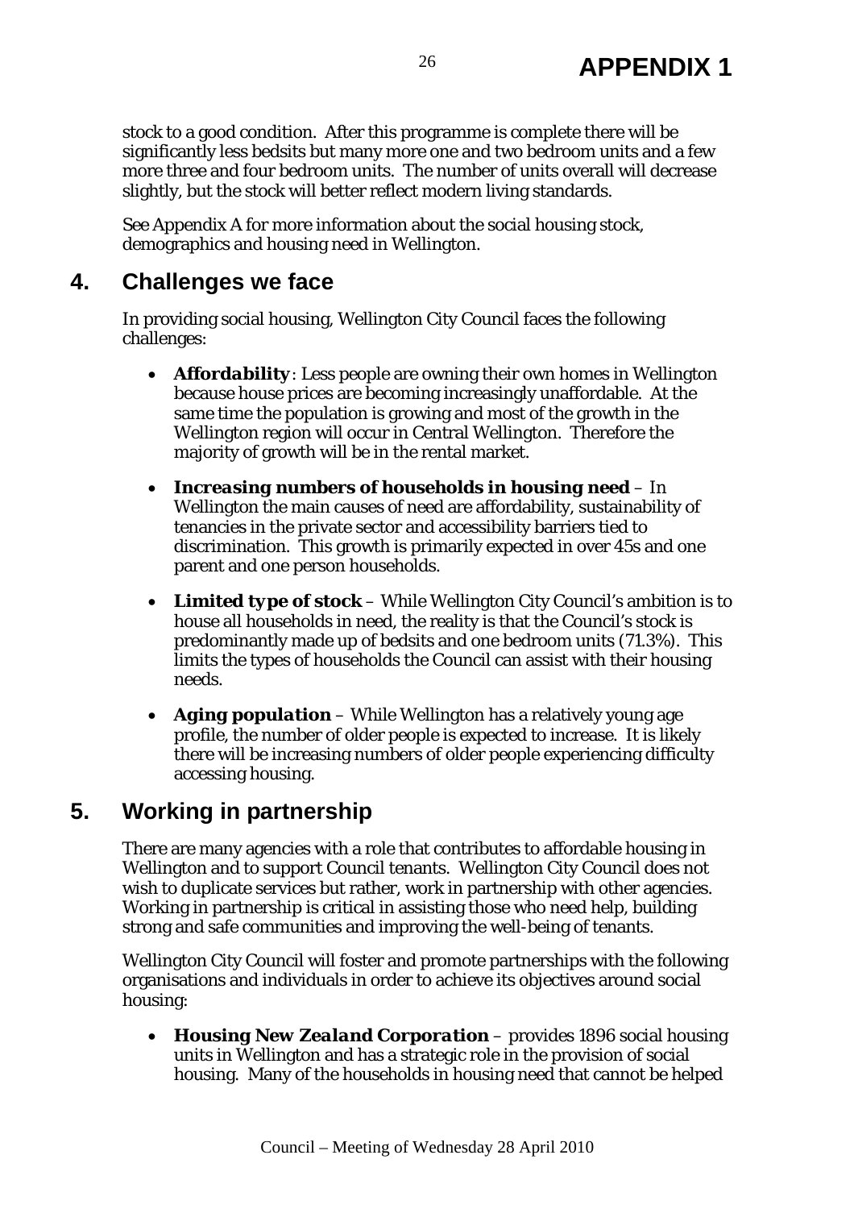stock to a good condition. After this programme is complete there will be significantly less bedsits but many more one and two bedroom units and a few more three and four bedroom units. The number of units overall will decrease slightly, but the stock will better reflect modern living standards.

See Appendix A for more information about the social housing stock, demographics and housing need in Wellington.

## 4. Challenges we face

In providing social housing, Wellington City Council faces the following challenges:

- ***Affordability***: Less people are owning their own homes in Wellington because house prices are becoming increasingly unaffordable. At the same time the population is growing and most of the growth in the Wellington region will occur in Central Wellington. Therefore the majority of growth will be in the rental market.
- ***Increasing numbers of households in housing need*** – In Wellington the main causes of need are affordability, sustainability of tenancies in the private sector and accessibility barriers tied to discrimination. This growth is primarily expected in over 45s and one parent and one person households.
- ***Limited type of stock*** – While Wellington City Council's ambition is to house all households in need, the reality is that the Council's stock is predominantly made up of bedsits and one bedroom units (71.3%). This limits the types of households the Council can assist with their housing needs.
- ***Aging population*** – While Wellington has a relatively young age profile, the number of older people is expected to increase. It is likely there will be increasing numbers of older people experiencing difficulty accessing housing.

## 5. Working in partnership

There are many agencies with a role that contributes to affordable housing in Wellington and to support Council tenants. Wellington City Council does not wish to duplicate services but rather, work in partnership with other agencies. Working in partnership is critical in assisting those who need help, building strong and safe communities and improving the well-being of tenants.

Wellington City Council will foster and promote partnerships with the following organisations and individuals in order to achieve its objectives around social housing:

- ***Housing New Zealand Corporation*** – provides 1896 social housing units in Wellington and has a strategic role in the provision of social housing. Many of the households in housing need that cannot be helped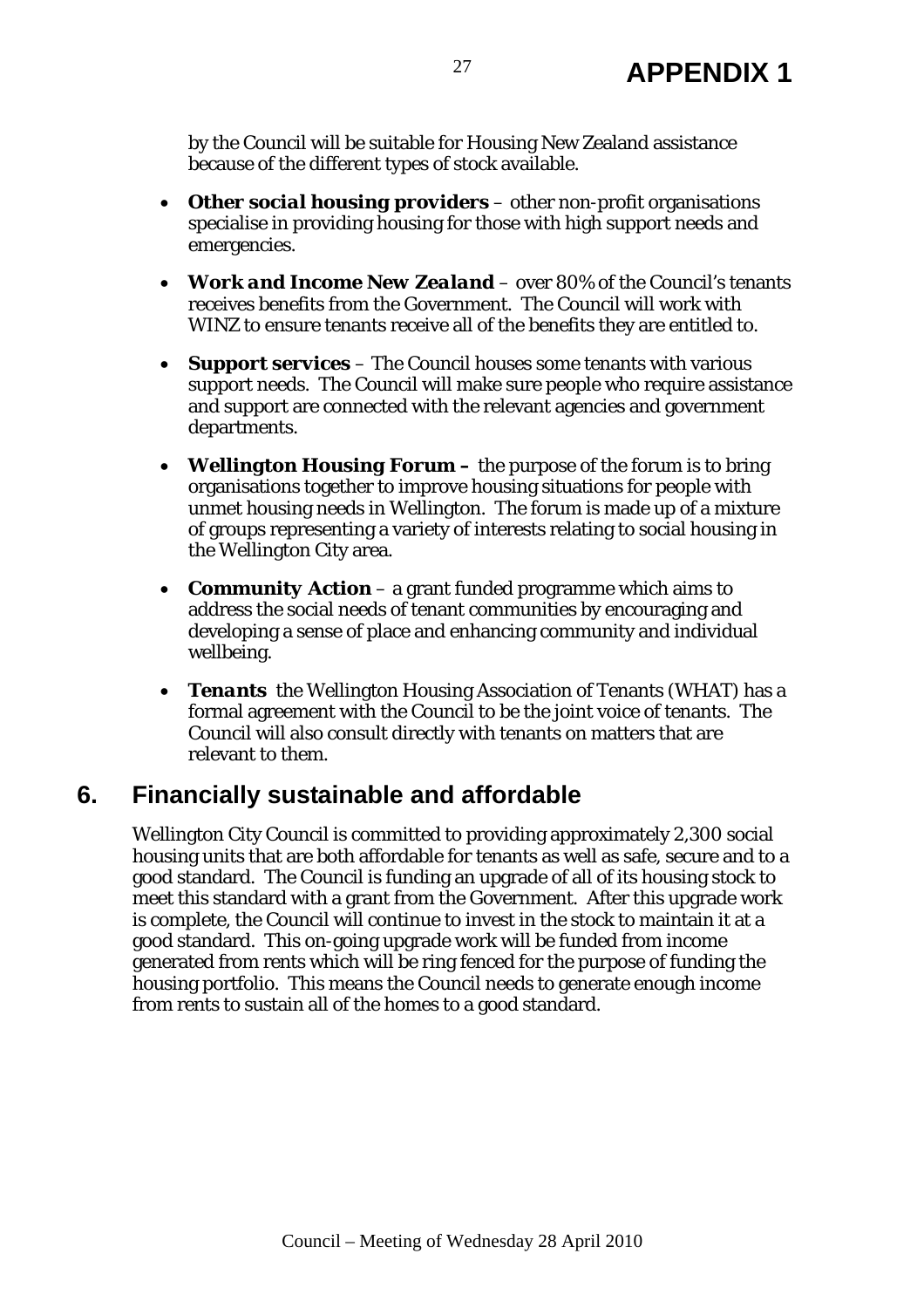by the Council will be suitable for Housing New Zealand assistance because of the different types of stock available.

- ***Other social housing providers*** – other non-profit organisations specialise in providing housing for those with high support needs and emergencies.
- ***Work and Income New Zealand*** – over 80% of the Council's tenants receives benefits from the Government. The Council will work with WINZ to ensure tenants receive all of the benefits they are entitled to.
- ***Support services*** – The Council houses some tenants with various support needs. The Council will make sure people who require assistance and support are connected with the relevant agencies and government departments.
- ***Wellington Housing Forum –*** the purpose of the forum is to bring organisations together to improve housing situations for people with unmet housing needs in Wellington. The forum is made up of a mixture of groups representing a variety of interests relating to social housing in the Wellington City area.
- ***Community Action*** – a grant funded programme which aims to address the social needs of tenant communities by encouraging and developing a sense of place and enhancing community and individual wellbeing.
- ***Tenants*** the Wellington Housing Association of Tenants (WHAT) has a formal agreement with the Council to be the joint voice of tenants. The Council will also consult directly with tenants on matters that are relevant to them.

## 6. Financially sustainable and affordable

Wellington City Council is committed to providing approximately 2,300 social housing units that are both affordable for tenants as well as safe, secure and to a good standard. The Council is funding an upgrade of all of its housing stock to meet this standard with a grant from the Government. After this upgrade work is complete, the Council will continue to invest in the stock to maintain it at a good standard. This on-going upgrade work will be funded from income generated from rents which will be ring fenced for the purpose of funding the housing portfolio. This means the Council needs to generate enough income from rents to sustain all of the homes to a good standard.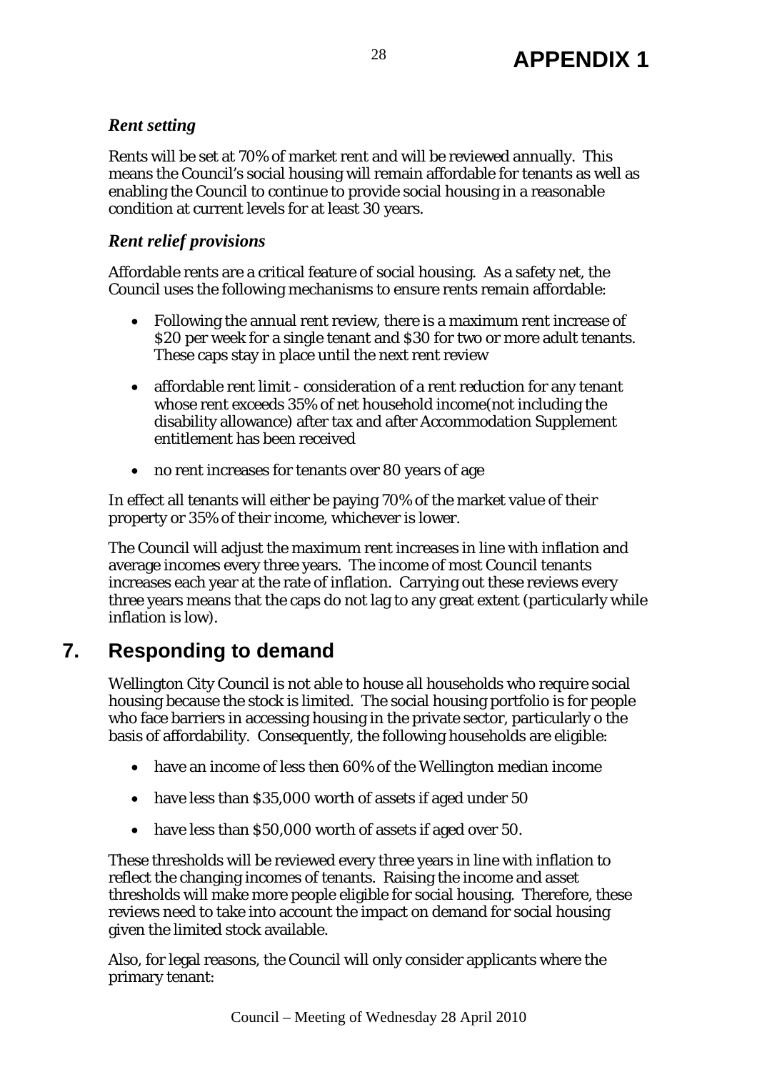# APPENDIX 1

### *Rent setting*

Rents will be set at 70% of market rent and will be reviewed annually. This means the Council's social housing will remain affordable for tenants as well as enabling the Council to continue to provide social housing in a reasonable condition at current levels for at least 30 years.

### *Rent relief provisions*

Affordable rents are a critical feature of social housing. As a safety net, the Council uses the following mechanisms to ensure rents remain affordable:

- Following the annual rent review, there is a maximum rent increase of $20 per week for a single tenant and $30 for two or more adult tenants. These caps stay in place until the next rent review
- affordable rent limit - consideration of a rent reduction for any tenant whose rent exceeds 35% of net household income(not including the disability allowance) after tax and after Accommodation Supplement entitlement has been received
- no rent increases for tenants over 80 years of age

In effect all tenants will either be paying 70% of the market value of their property or 35% of their income, whichever is lower.

The Council will adjust the maximum rent increases in line with inflation and average incomes every three years. The income of most Council tenants increases each year at the rate of inflation. Carrying out these reviews every three years means that the caps do not lag to any great extent (particularly while inflation is low).

## 7. Responding to demand

Wellington City Council is not able to house all households who require social housing because the stock is limited. The social housing portfolio is for people who face barriers in accessing housing in the private sector, particularly o the basis of affordability. Consequently, the following households are eligible:

- have an income of less then 60% of the Wellington median income
- have less than $35,000 worth of assets if aged under 50
- have less than $50,000 worth of assets if aged over 50.

These thresholds will be reviewed every three years in line with inflation to reflect the changing incomes of tenants. Raising the income and asset thresholds will make more people eligible for social housing. Therefore, these reviews need to take into account the impact on demand for social housing given the limited stock available.

Also, for legal reasons, the Council will only consider applicants where the primary tenant: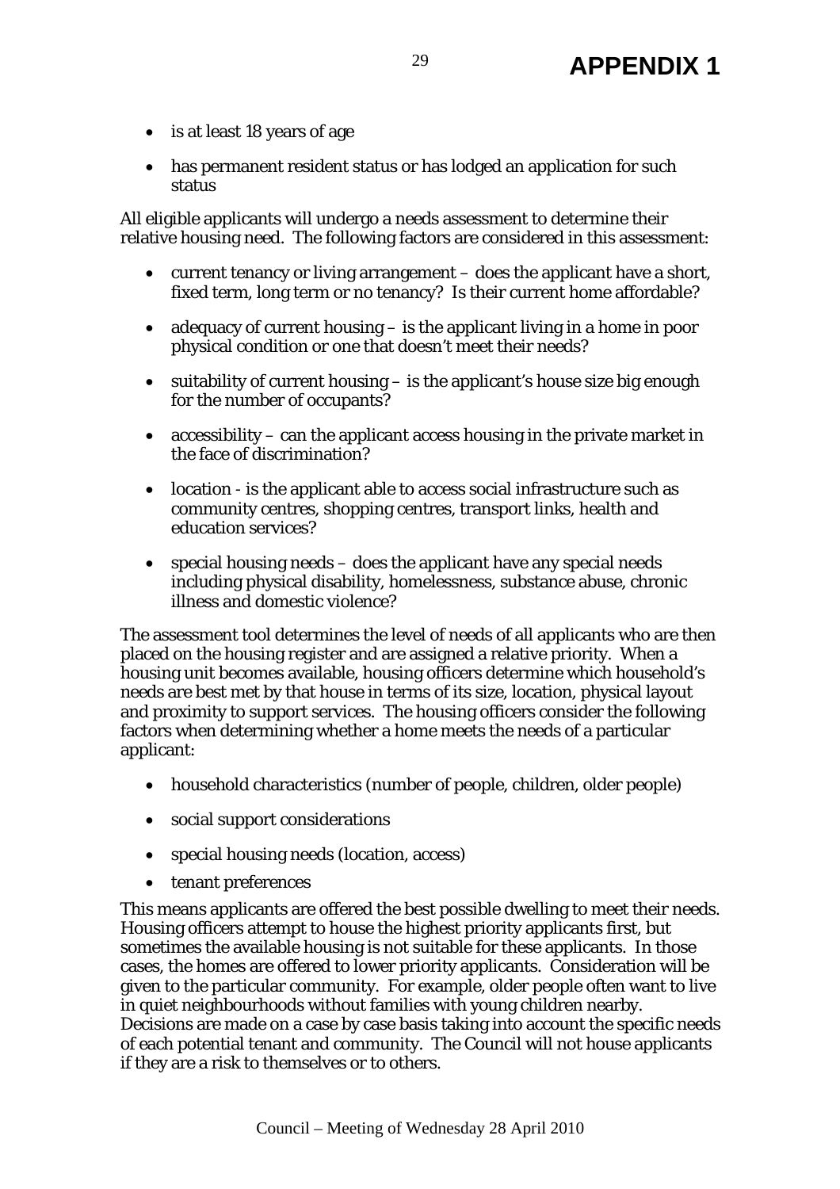- is at least 18 years of age
- has permanent resident status or has lodged an application for such status

All eligible applicants will undergo a needs assessment to determine their relative housing need. The following factors are considered in this assessment:

- current tenancy or living arrangement – does the applicant have a short, fixed term, long term or no tenancy? Is their current home affordable?
- adequacy of current housing – is the applicant living in a home in poor physical condition or one that doesn't meet their needs?
- suitability of current housing – is the applicant's house size big enough for the number of occupants?
- accessibility – can the applicant access housing in the private market in the face of discrimination?
- location - is the applicant able to access social infrastructure such as community centres, shopping centres, transport links, health and education services?
- special housing needs – does the applicant have any special needs including physical disability, homelessness, substance abuse, chronic illness and domestic violence?

The assessment tool determines the level of needs of all applicants who are then placed on the housing register and are assigned a relative priority. When a housing unit becomes available, housing officers determine which household's needs are best met by that house in terms of its size, location, physical layout and proximity to support services. The housing officers consider the following factors when determining whether a home meets the needs of a particular applicant:

- household characteristics (number of people, children, older people)
- social support considerations
- special housing needs (location, access)
- tenant preferences

This means applicants are offered the best possible dwelling to meet their needs. Housing officers attempt to house the highest priority applicants first, but sometimes the available housing is not suitable for these applicants. In those cases, the homes are offered to lower priority applicants. Consideration will be given to the particular community. For example, older people often want to live in quiet neighbourhoods without families with young children nearby. Decisions are made on a case by case basis taking into account the specific needs of each potential tenant and community. The Council will not house applicants if they are a risk to themselves or to others.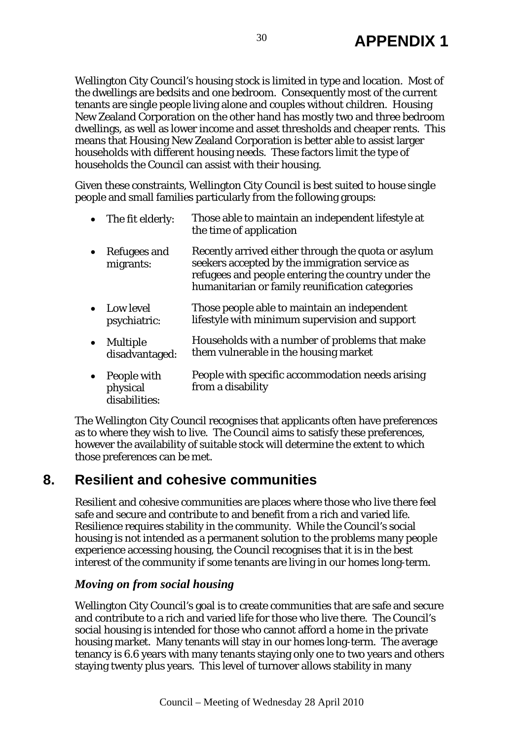Wellington City Council's housing stock is limited in type and location. Most of the dwellings are bedsits and one bedroom. Consequently most of the current tenants are single people living alone and couples without children. Housing New Zealand Corporation on the other hand has mostly two and three bedroom dwellings, as well as lower income and asset thresholds and cheaper rents. This means that Housing New Zealand Corporation is better able to assist larger households with different housing needs. These factors limit the type of households the Council can assist with their housing.

Given these constraints, Wellington City Council is best suited to house single people and small families particularly from the following groups:

- The fit elderly: Those able to maintain an independent lifestyle at the time of application
- Refugees and migrants: Recently arrived either through the quota or asylum seekers accepted by the immigration service as refugees and people entering the country under the humanitarian or family reunification categories
- Low level psychiatric: Those people able to maintain an independent lifestyle with minimum supervision and support
- Multiple disadvantaged: Households with a number of problems that make them vulnerable in the housing market
- People with physical disabilities: People with specific accommodation needs arising from a disability

The Wellington City Council recognises that applicants often have preferences as to where they wish to live. The Council aims to satisfy these preferences, however the availability of suitable stock will determine the extent to which those preferences can be met.

## 8. Resilient and cohesive communities

Resilient and cohesive communities are places where those who live there feel safe and secure and contribute to and benefit from a rich and varied life. Resilience requires stability in the community. While the Council's social housing is not intended as a permanent solution to the problems many people experience accessing housing, the Council recognises that it is in the best interest of the community if some tenants are living in our homes long-term.

### *Moving on from social housing*

Wellington City Council's goal is to create communities that are safe and secure and contribute to a rich and varied life for those who live there. The Council's social housing is intended for those who cannot afford a home in the private housing market. Many tenants will stay in our homes long-term. The average tenancy is 6.6 years with many tenants staying only one to two years and others staying twenty plus years. This level of turnover allows stability in many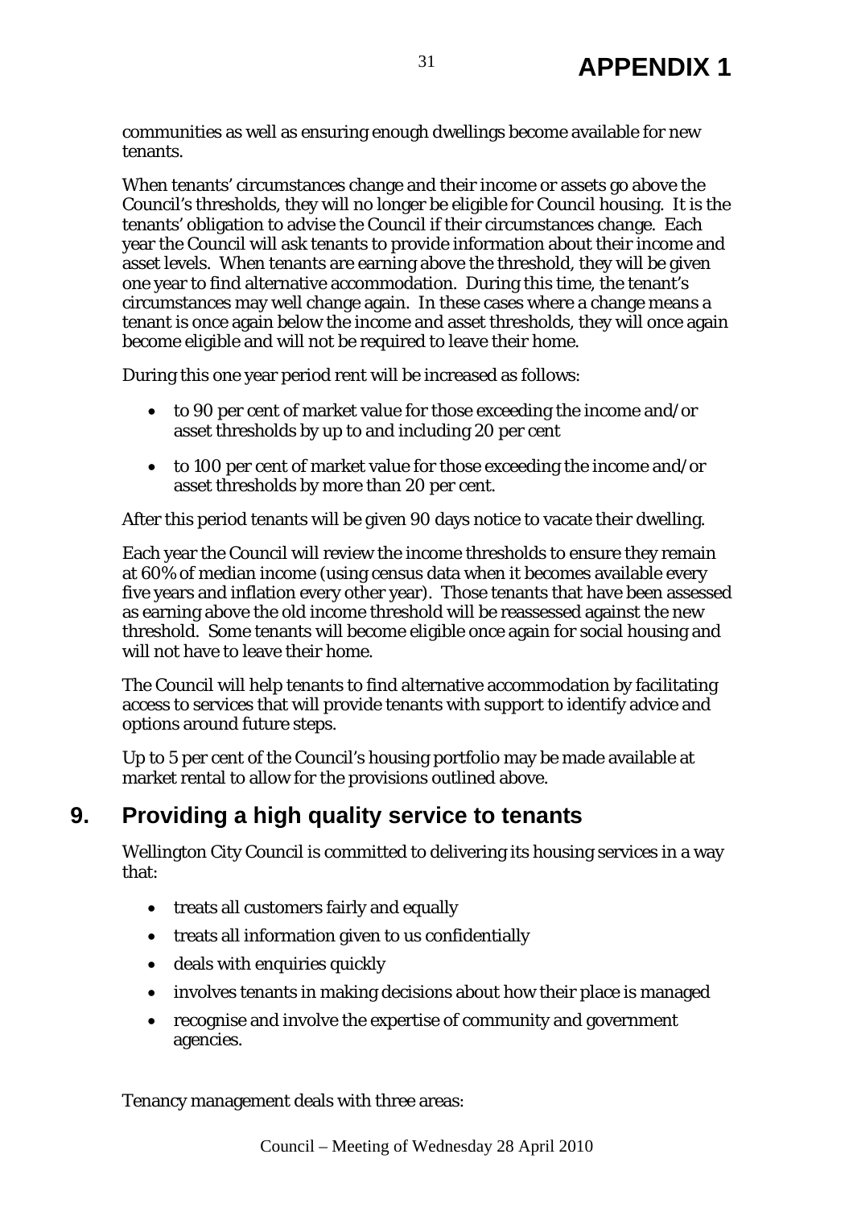communities as well as ensuring enough dwellings become available for new tenants.

When tenants' circumstances change and their income or assets go above the Council's thresholds, they will no longer be eligible for Council housing. It is the tenants' obligation to advise the Council if their circumstances change. Each year the Council will ask tenants to provide information about their income and asset levels. When tenants are earning above the threshold, they will be given one year to find alternative accommodation. During this time, the tenant's circumstances may well change again. In these cases where a change means a tenant is once again below the income and asset thresholds, they will once again become eligible and will not be required to leave their home.

During this one year period rent will be increased as follows:

- to 90 per cent of market value for those exceeding the income and/or asset thresholds by up to and including 20 per cent
- to 100 per cent of market value for those exceeding the income and/or asset thresholds by more than 20 per cent.

After this period tenants will be given 90 days notice to vacate their dwelling.

Each year the Council will review the income thresholds to ensure they remain at 60% of median income (using census data when it becomes available every five years and inflation every other year). Those tenants that have been assessed as earning above the old income threshold will be reassessed against the new threshold. Some tenants will become eligible once again for social housing and will not have to leave their home.

The Council will help tenants to find alternative accommodation by facilitating access to services that will provide tenants with support to identify advice and options around future steps.

Up to 5 per cent of the Council's housing portfolio may be made available at market rental to allow for the provisions outlined above.

## 9. Providing a high quality service to tenants

Wellington City Council is committed to delivering its housing services in a way that:

- treats all customers fairly and equally
- treats all information given to us confidentially
- deals with enquiries quickly
- involves tenants in making decisions about how their place is managed
- recognise and involve the expertise of community and government agencies.

Tenancy management deals with three areas: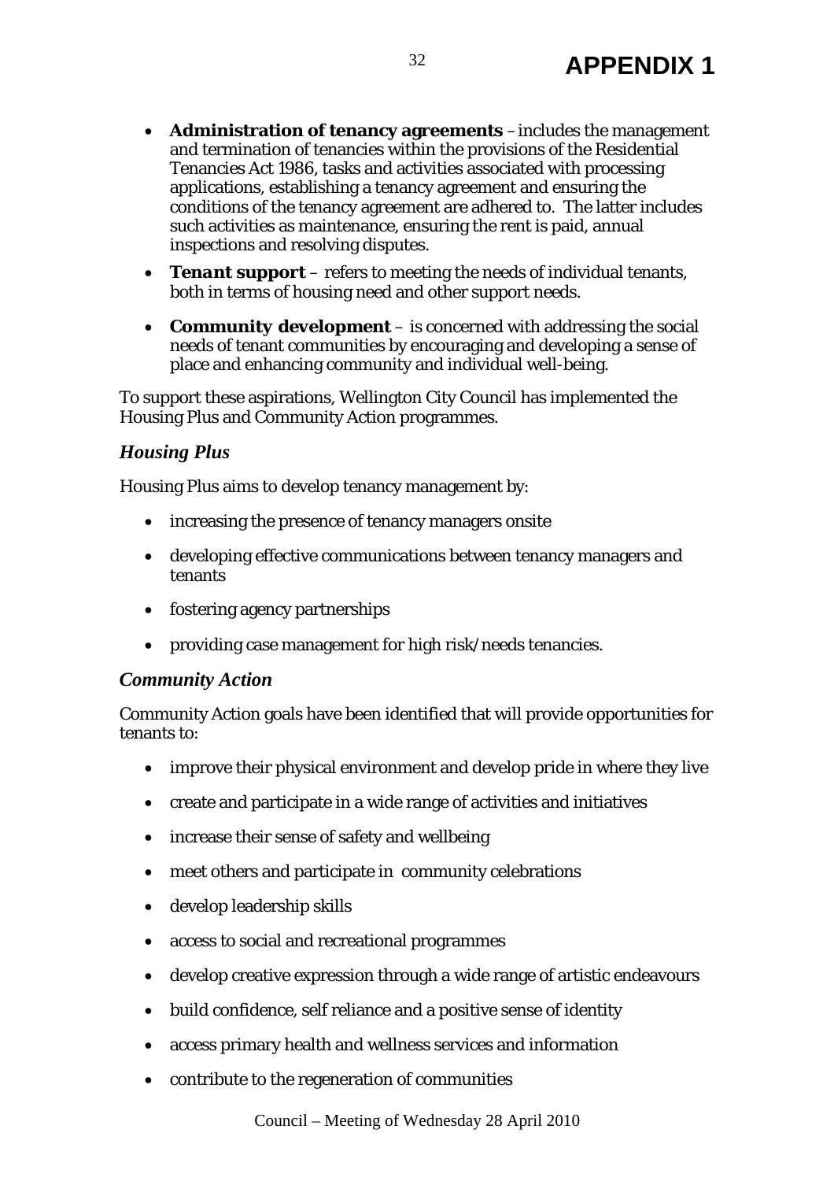# APPENDIX 1

- **Administration of tenancy agreements** – includes the management and termination of tenancies within the provisions of the Residential Tenancies Act 1986, tasks and activities associated with processing applications, establishing a tenancy agreement and ensuring the conditions of the tenancy agreement are adhered to. The latter includes such activities as maintenance, ensuring the rent is paid, annual inspections and resolving disputes.
- ***Tenant support*** – refers to meeting the needs of individual tenants, both in terms of housing need and other support needs.
- **Community development** – is concerned with addressing the social needs of tenant communities by encouraging and developing a sense of place and enhancing community and individual well-being.

To support these aspirations, Wellington City Council has implemented the Housing Plus and Community Action programmes.

### *Housing Plus*

Housing Plus aims to develop tenancy management by:

- increasing the presence of tenancy managers onsite
- developing effective communications between tenancy managers and tenants
- fostering agency partnerships
- providing case management for high risk/needs tenancies.

### *Community Action*

Community Action goals have been identified that will provide opportunities for tenants to:

- improve their physical environment and develop pride in where they live
- create and participate in a wide range of activities and initiatives
- increase their sense of safety and wellbeing
- meet others and participate in community celebrations
- develop leadership skills
- access to social and recreational programmes
- develop creative expression through a wide range of artistic endeavours
- build confidence, self reliance and a positive sense of identity
- access primary health and wellness services and information
- contribute to the regeneration of communities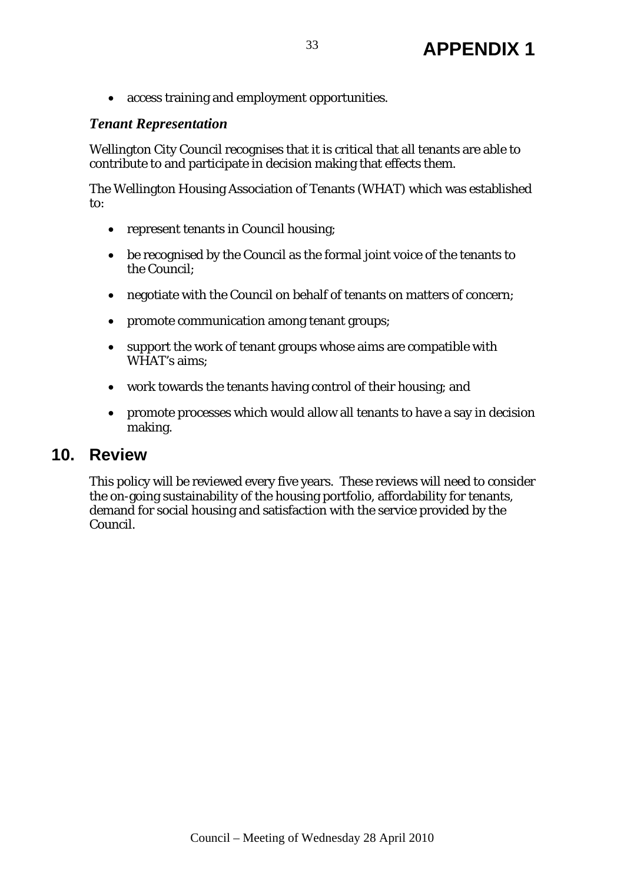- access training and employment opportunities.

### *Tenant Representation*

Wellington City Council recognises that it is critical that all tenants are able to contribute to and participate in decision making that effects them.

The Wellington Housing Association of Tenants (WHAT) which was established to:

- represent tenants in Council housing;
- be recognised by the Council as the formal joint voice of the tenants to the Council;
- negotiate with the Council on behalf of tenants on matters of concern;
- promote communication among tenant groups;
- support the work of tenant groups whose aims are compatible with WHAT's aims;
- work towards the tenants having control of their housing; and
- promote processes which would allow all tenants to have a say in decision making.

## 10. Review

This policy will be reviewed every five years. These reviews will need to consider the on-going sustainability of the housing portfolio, affordability for tenants, demand for social housing and satisfaction with the service provided by the Council.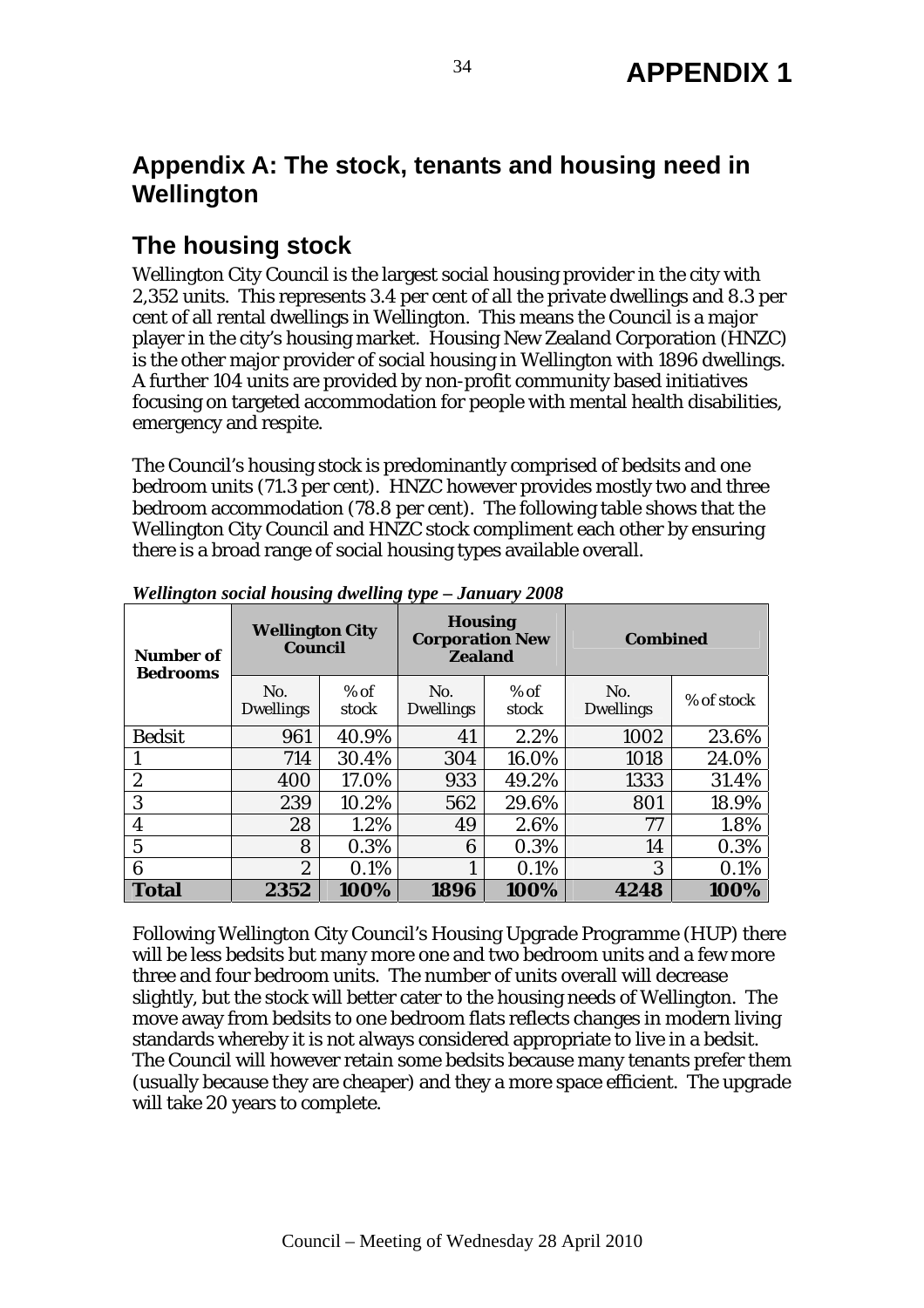# APPENDIX 1

## Appendix A: The stock, tenants and housing need in Wellington

## The housing stock

Wellington City Council is the largest social housing provider in the city with 2,352 units. This represents 3.4 per cent of all the private dwellings and 8.3 per cent of all rental dwellings in Wellington. This means the Council is a major player in the city's housing market. Housing New Zealand Corporation (HNZC) is the other major provider of social housing in Wellington with 1896 dwellings. A further 104 units are provided by non-profit community based initiatives focusing on targeted accommodation for people with mental health disabilities, emergency and respite.

The Council's housing stock is predominantly comprised of bedsits and one bedroom units (71.3 per cent). HNZC however provides mostly two and three bedroom accommodation (78.8 per cent). The following table shows that the Wellington City Council and HNZC stock compliment each other by ensuring there is a broad range of social housing types available overall.

***Wellington social housing dwelling type – January 2008***

| Number of Bedrooms | Wellington City Council | | Housing Corporation New Zealand | | Combined | |
|---|---|---|---|---|---|---|
| | No. Dwellings | % of stock | No. Dwellings | % of stock | No. Dwellings | % of stock |
| Bedsit | 961 | 40.9% | 41 | 2.2% | 1002 | 23.6% |
| 1 | 714 | 30.4% | 304 | 16.0% | 1018 | 24.0% |
| 2 | 400 | 17.0% | 933 | 49.2% | 1333 | 31.4% |
| 3 | 239 | 10.2% | 562 | 29.6% | 801 | 18.9% |
| 4 | 28 | 1.2% | 49 | 2.6% | 77 | 1.8% |
| 5 | 8 | 0.3% | 6 | 0.3% | 14 | 0.3% |
| 6 | 2 | 0.1% | 1 | 0.1% | 3 | 0.1% |
| **Total** | **2352** | **100%** | **1896** | **100%** | **4248** | **100%** |

Following Wellington City Council's Housing Upgrade Programme (HUP) there will be less bedsits but many more one and two bedroom units and a few more three and four bedroom units. The number of units overall will decrease slightly, but the stock will better cater to the housing needs of Wellington. The move away from bedsits to one bedroom flats reflects changes in modern living standards whereby it is not always considered appropriate to live in a bedsit. The Council will however retain some bedsits because many tenants prefer them (usually because they are cheaper) and they a more space efficient. The upgrade will take 20 years to complete.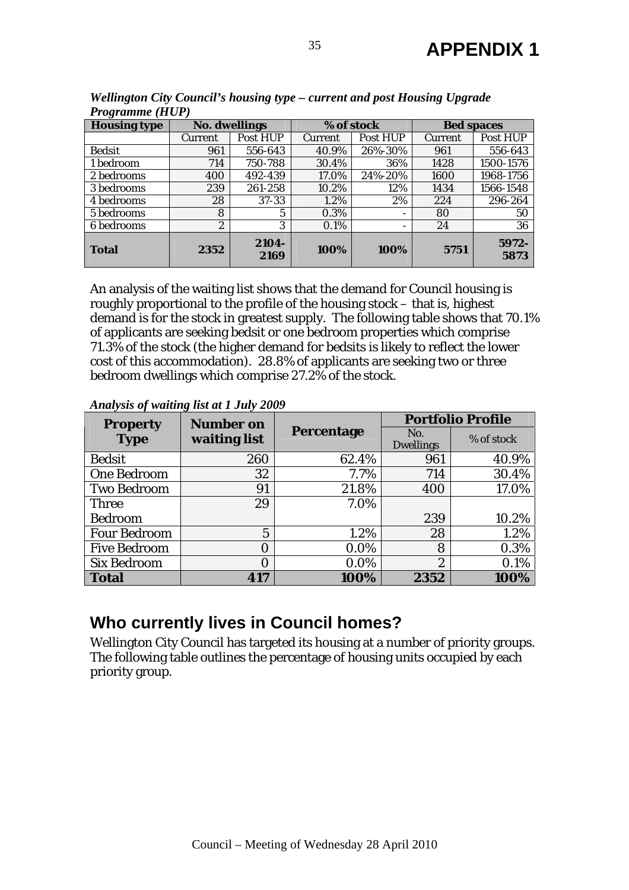# APPENDIX 1

***Wellington City Council's housing type – current and post Housing Upgrade Programme (HUP)***

| Housing type | No. dwellings | | % of stock | | Bed spaces | |
|---|---|---|---|---|---|---|
| | Current | Post HUP | Current | Post HUP | Current | Post HUP |
| Bedsit | 961 | 556-643 | 40.9% | 26%-30% | 961 | 556-643 |
| 1 bedroom | 714 | 750-788 | 30.4% | 36% | 1428 | 1500-1576 |
| 2 bedrooms | 400 | 492-439 | 17.0% | 24%-20% | 1600 | 1968-1756 |
| 3 bedrooms | 239 | 261-258 | 10.2% | 12% | 1434 | 1566-1548 |
| 4 bedrooms | 28 | 37-33 | 1.2% | 2% | 224 | 296-264 |
| 5 bedrooms | 8 | 5 | 0.3% | - | 80 | 50 |
| 6 bedrooms | 2 | 3 | 0.1% | - | 24 | 36 |
| **Total** | **2352** | **2104-2169** | **100%** | **100%** | **5751** | **5972-5873** |

An analysis of the waiting list shows that the demand for Council housing is roughly proportional to the profile of the housing stock – that is, highest demand is for the stock in greatest supply. The following table shows that 70.1% of applicants are seeking bedsit or one bedroom properties which comprise 71.3% of the stock (the higher demand for bedsits is likely to reflect the lower cost of this accommodation). 28.8% of applicants are seeking two or three bedroom dwellings which comprise 27.2% of the stock.

***Analysis of waiting list at 1 July 2009***

| Property Type | Number on waiting list | Percentage | Portfolio Profile | |
|---|---|---|---|---|
| | | | No. Dwellings | % of stock |
| Bedsit | 260 | 62.4% | 961 | 40.9% |
| One Bedroom | 32 | 7.7% | 714 | 30.4% |
| Two Bedroom | 91 | 21.8% | 400 | 17.0% |
| Three Bedroom | 29 | 7.0% | 239 | 10.2% |
| Four Bedroom | 5 | 1.2% | 28 | 1.2% |
| Five Bedroom | 0 | 0.0% | 8 | 0.3% |
| Six Bedroom | 0 | 0.0% | 2 | 0.1% |
| **Total** | **417** | **100%** | **2352** | **100%** |

## Who currently lives in Council homes?

Wellington City Council has targeted its housing at a number of priority groups. The following table outlines the percentage of housing units occupied by each priority group.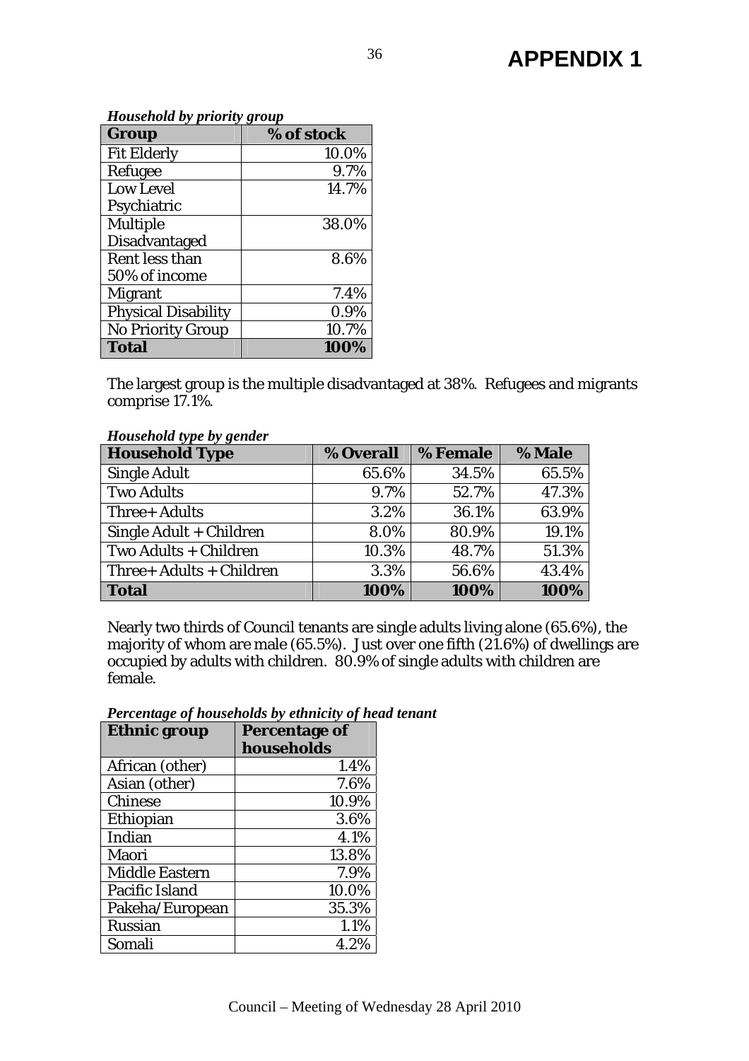# APPENDIX 1

*Household by priority group*

| Group | % of stock |
|---|---|
| Fit Elderly | 10.0% |
| Refugee | 9.7% |
| Low Level Psychiatric | 14.7% |
| Multiple Disadvantaged | 38.0% |
| Rent less than 50% of income | 8.6% |
| Migrant | 7.4% |
| Physical Disability | 0.9% |
| No Priority Group | 10.7% |
| **Total** | **100%** |

The largest group is the multiple disadvantaged at 38%. Refugees and migrants comprise 17.1%.

*Household type by gender*

| Household Type | % Overall | % Female | % Male |
|---|---|---|---|
| Single Adult | 65.6% | 34.5% | 65.5% |
| Two Adults | 9.7% | 52.7% | 47.3% |
| Three+ Adults | 3.2% | 36.1% | 63.9% |
| Single Adult + Children | 8.0% | 80.9% | 19.1% |
| Two Adults + Children | 10.3% | 48.7% | 51.3% |
| Three+ Adults + Children | 3.3% | 56.6% | 43.4% |
| **Total** | **100%** | **100%** | **100%** |

Nearly two thirds of Council tenants are single adults living alone (65.6%), the majority of whom are male (65.5%). Just over one fifth (21.6%) of dwellings are occupied by adults with children. 80.9% of single adults with children are female.

*Percentage of households by ethnicity of head tenant*

| Ethnic group | Percentage of households |
|---|---|
| African (other) | 1.4% |
| Asian (other) | 7.6% |
| Chinese | 10.9% |
| Ethiopian | 3.6% |
| Indian | 4.1% |
| Maori | 13.8% |
| Middle Eastern | 7.9% |
| Pacific Island | 10.0% |
| Pakeha/European | 35.3% |
| Russian | 1.1% |
| Somali | 4.2% |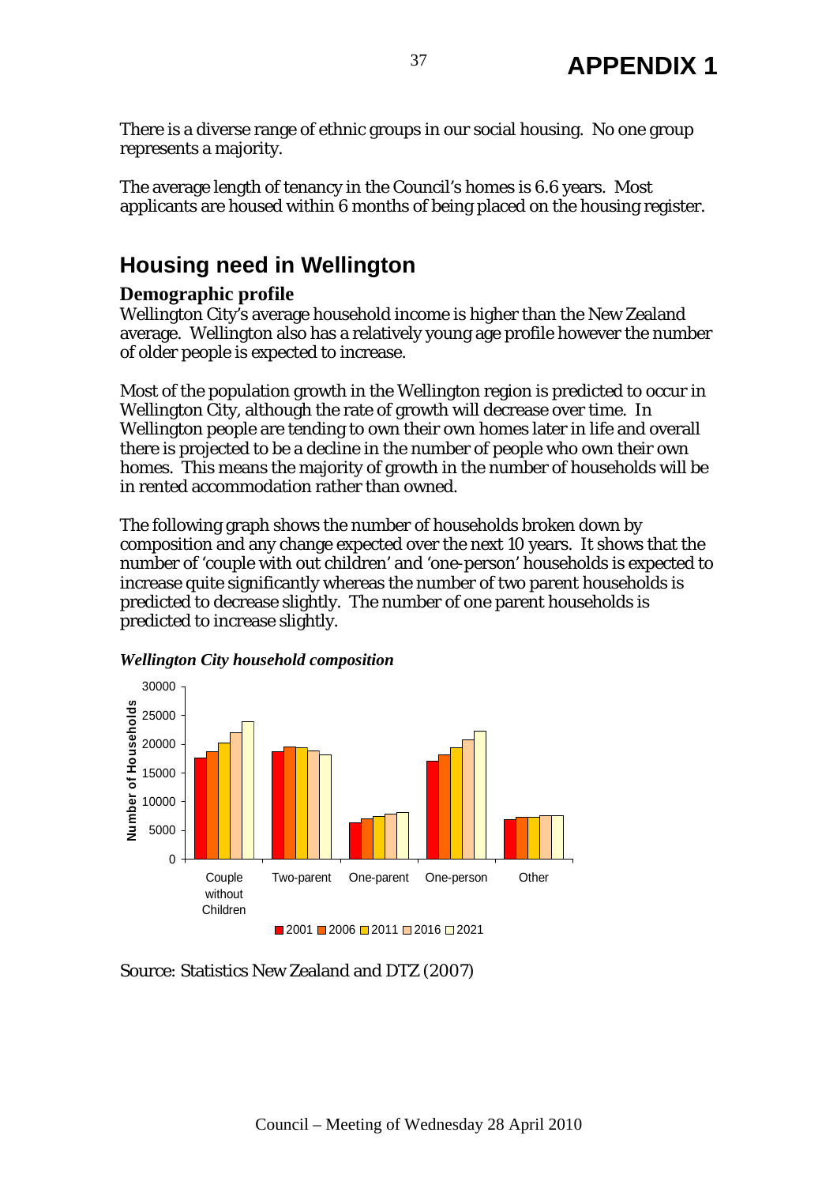# APPENDIX 1

There is a diverse range of ethnic groups in our social housing. No one group represents a majority.

The average length of tenancy in the Council's homes is 6.6 years. Most applicants are housed within 6 months of being placed on the housing register.

## Housing need in Wellington

### Demographic profile

Wellington City's average household income is higher than the New Zealand average. Wellington also has a relatively young age profile however the number of older people is expected to increase.

Most of the population growth in the Wellington region is predicted to occur in Wellington City, although the rate of growth will decrease over time. In Wellington people are tending to own their own homes later in life and overall there is projected to be a decline in the number of people who own their own homes. This means the majority of growth in the number of households will be in rented accommodation rather than owned.

The following graph shows the number of households broken down by composition and any change expected over the next 10 years. It shows that the number of 'couple with out children' and 'one-person' households is expected to increase quite significantly whereas the number of two parent households is predicted to decrease slightly. The number of one parent households is predicted to increase slightly.

***Wellington City household composition***

Source: Statistics New Zealand and DTZ (2007)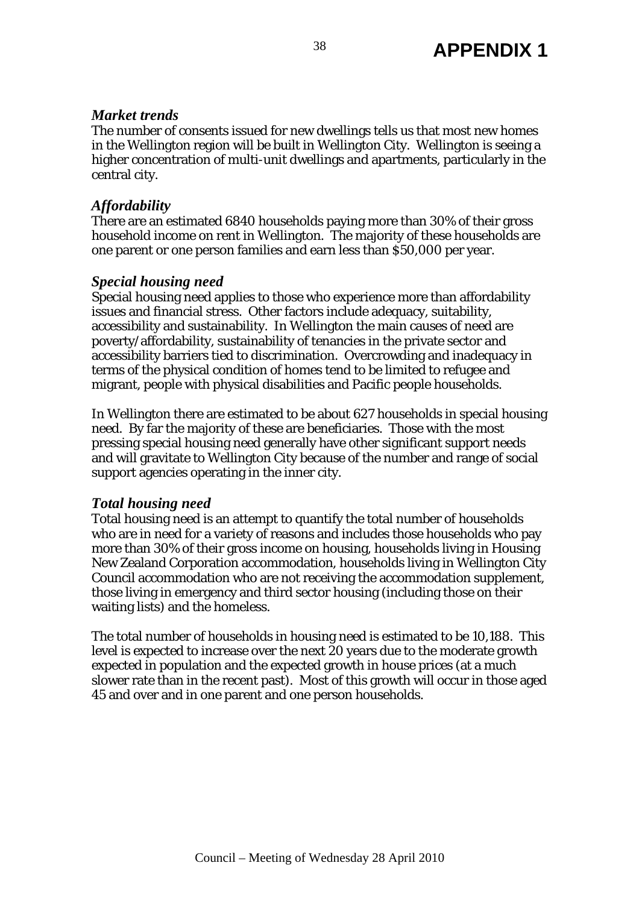# APPENDIX 1

### *Market trends*

The number of consents issued for new dwellings tells us that most new homes in the Wellington region will be built in Wellington City. Wellington is seeing a higher concentration of multi-unit dwellings and apartments, particularly in the central city.

### *Affordability*

There are an estimated 6840 households paying more than 30% of their gross household income on rent in Wellington. The majority of these households are one parent or one person families and earn less than $50,000 per year.

### *Special housing need*

Special housing need applies to those who experience more than affordability issues and financial stress. Other factors include adequacy, suitability, accessibility and sustainability. In Wellington the main causes of need are poverty/affordability, sustainability of tenancies in the private sector and accessibility barriers tied to discrimination. Overcrowding and inadequacy in terms of the physical condition of homes tend to be limited to refugee and migrant, people with physical disabilities and Pacific people households.

In Wellington there are estimated to be about 627 households in special housing need. By far the majority of these are beneficiaries. Those with the most pressing special housing need generally have other significant support needs and will gravitate to Wellington City because of the number and range of social support agencies operating in the inner city.

### *Total housing need*

Total housing need is an attempt to quantify the total number of households who are in need for a variety of reasons and includes those households who pay more than 30% of their gross income on housing, households living in Housing New Zealand Corporation accommodation, households living in Wellington City Council accommodation who are not receiving the accommodation supplement, those living in emergency and third sector housing (including those on their waiting lists) and the homeless.

The total number of households in housing need is estimated to be 10,188. This level is expected to increase over the next 20 years due to the moderate growth expected in population and the expected growth in house prices (at a much slower rate than in the recent past). Most of this growth will occur in those aged 45 and over and in one parent and one person households.